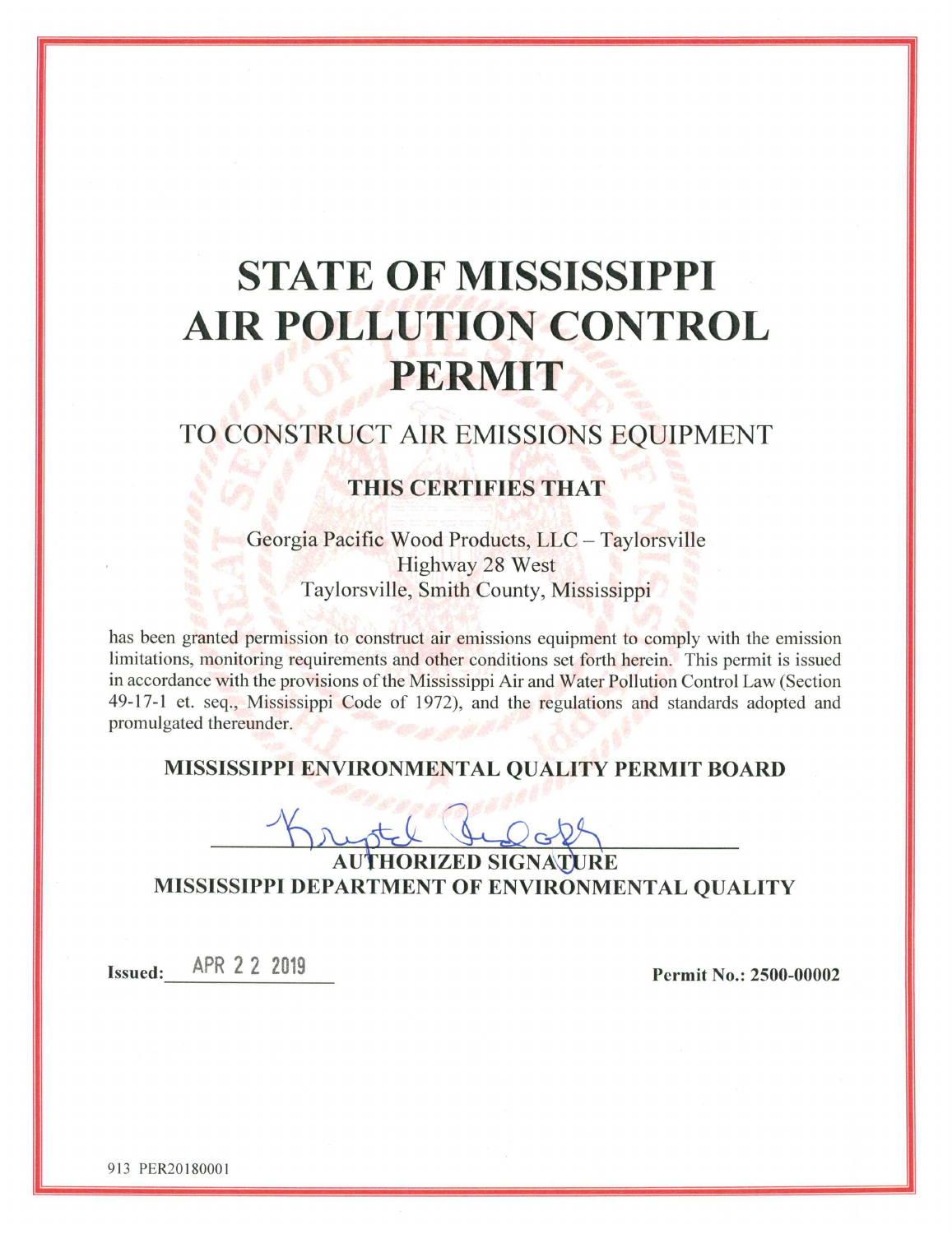# STATE OF MISSISSIPPI AIR POLLUTION CONTROL PERMIT

## TO CONSTRUCT AIR EMISSIONS EQUIPMENT

**THIS CERTIFIES THAT**

Georgia Pacific Wood Products, LLC – Taylorsville
Highway 28 West
Taylorsville, Smith County, Mississippi

has been granted permission to construct air emissions equipment to comply with the emission limitations, monitoring requirements and other conditions set forth herein. This permit is issued in accordance with the provisions of the Mississippi Air and Water Pollution Control Law (Section 49-17-1 et. seq., Mississippi Code of 1972), and the regulations and standards adopted and promulgated thereunder.

**MISSISSIPPI ENVIRONMENTAL QUALITY PERMIT BOARD**

Krystal Rudolph

**AUTHORIZED SIGNATURE**
**MISSISSIPPI DEPARTMENT OF ENVIRONMENTAL QUALITY**

**Issued:** APR 22 2019

**Permit No.: 2500-00002**

913 PER20180001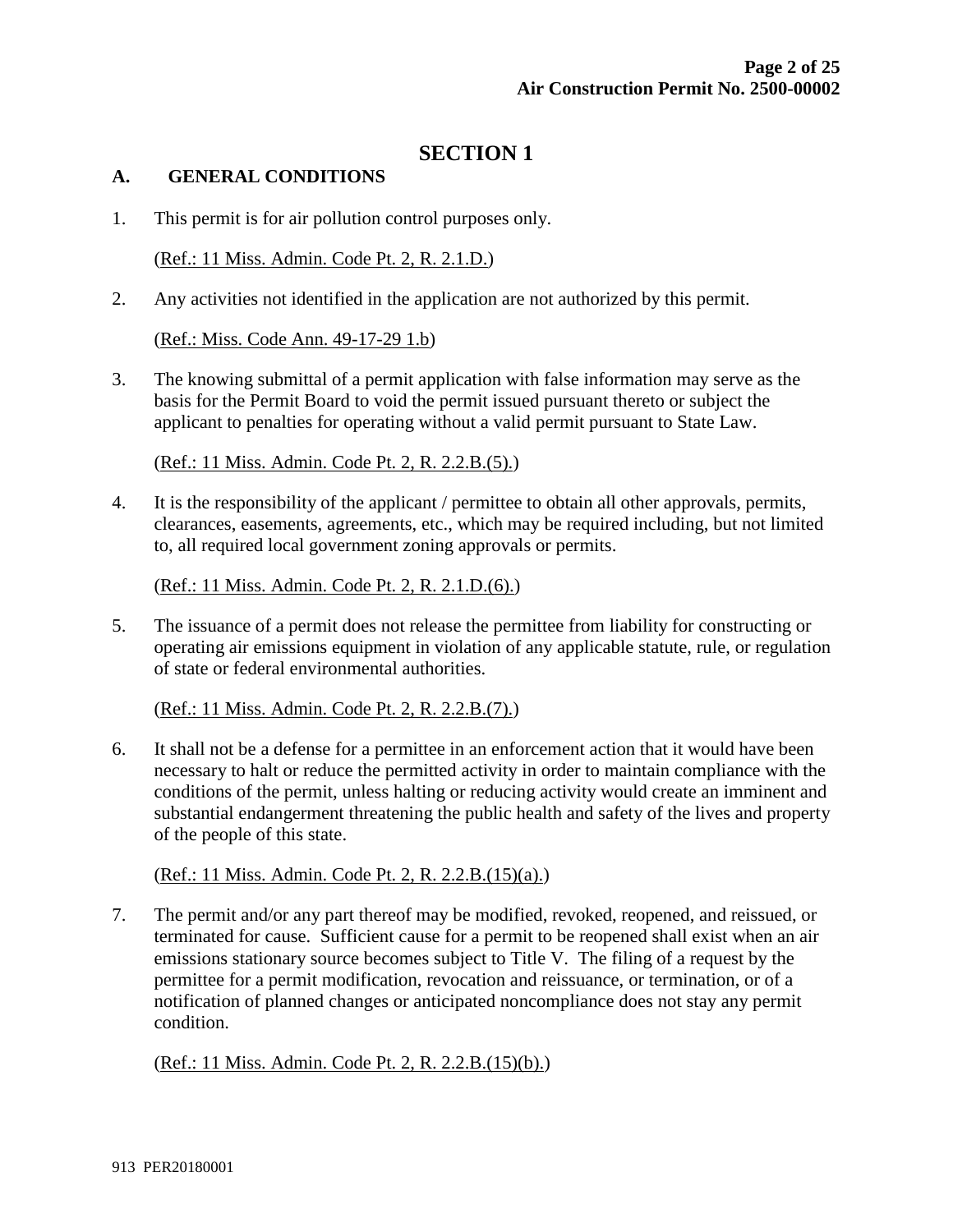# SECTION 1

## A. GENERAL CONDITIONS

1. This permit is for air pollution control purposes only.

   (Ref.: 11 Miss. Admin. Code Pt. 2, R. 2.1.D.)

2. Any activities not identified in the application are not authorized by this permit.

   (Ref.: Miss. Code Ann. 49-17-29 1.b)

3. The knowing submittal of a permit application with false information may serve as the basis for the Permit Board to void the permit issued pursuant thereto or subject the applicant to penalties for operating without a valid permit pursuant to State Law.

   (Ref.: 11 Miss. Admin. Code Pt. 2, R. 2.2.B.(5).)

4. It is the responsibility of the applicant / permittee to obtain all other approvals, permits, clearances, easements, agreements, etc., which may be required including, but not limited to, all required local government zoning approvals or permits.

   (Ref.: 11 Miss. Admin. Code Pt. 2, R. 2.1.D.(6).)

5. The issuance of a permit does not release the permittee from liability for constructing or operating air emissions equipment in violation of any applicable statute, rule, or regulation of state or federal environmental authorities.

   (Ref.: 11 Miss. Admin. Code Pt. 2, R. 2.2.B.(7).)

6. It shall not be a defense for a permittee in an enforcement action that it would have been necessary to halt or reduce the permitted activity in order to maintain compliance with the conditions of the permit, unless halting or reducing activity would create an imminent and substantial endangerment threatening the public health and safety of the lives and property of the people of this state.

   (Ref.: 11 Miss. Admin. Code Pt. 2, R. 2.2.B.(15)(a).)

7. The permit and/or any part thereof may be modified, revoked, reopened, and reissued, or terminated for cause. Sufficient cause for a permit to be reopened shall exist when an air emissions stationary source becomes subject to Title V. The filing of a request by the permittee for a permit modification, revocation and reissuance, or termination, or of a notification of planned changes or anticipated noncompliance does not stay any permit condition.

   (Ref.: 11 Miss. Admin. Code Pt. 2, R. 2.2.B.(15)(b).)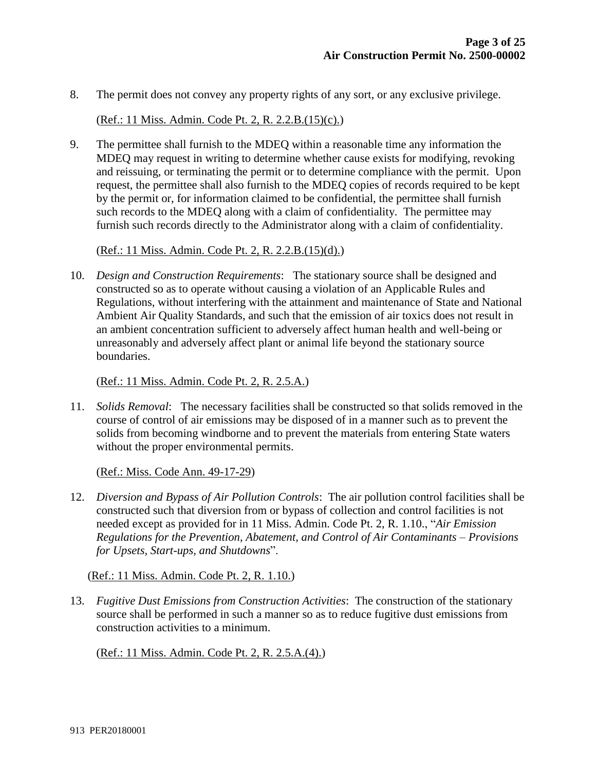8. The permit does not convey any property rights of any sort, or any exclusive privilege.

   (Ref.: 11 Miss. Admin. Code Pt. 2, R. 2.2.B.(15)(c).)

9. The permittee shall furnish to the MDEQ within a reasonable time any information the MDEQ may request in writing to determine whether cause exists for modifying, revoking and reissuing, or terminating the permit or to determine compliance with the permit. Upon request, the permittee shall also furnish to the MDEQ copies of records required to be kept by the permit or, for information claimed to be confidential, the permittee shall furnish such records to the MDEQ along with a claim of confidentiality. The permittee may furnish such records directly to the Administrator along with a claim of confidentiality.

   (Ref.: 11 Miss. Admin. Code Pt. 2, R. 2.2.B.(15)(d).)

10. *Design and Construction Requirements*: The stationary source shall be designed and constructed so as to operate without causing a violation of an Applicable Rules and Regulations, without interfering with the attainment and maintenance of State and National Ambient Air Quality Standards, and such that the emission of air toxics does not result in an ambient concentration sufficient to adversely affect human health and well-being or unreasonably and adversely affect plant or animal life beyond the stationary source boundaries.

    (Ref.: 11 Miss. Admin. Code Pt. 2, R. 2.5.A.)

11. *Solids Removal*: The necessary facilities shall be constructed so that solids removed in the course of control of air emissions may be disposed of in a manner such as to prevent the solids from becoming windborne and to prevent the materials from entering State waters without the proper environmental permits.

    (Ref.: Miss. Code Ann. 49-17-29)

12. *Diversion and Bypass of Air Pollution Controls*: The air pollution control facilities shall be constructed such that diversion from or bypass of collection and control facilities is not needed except as provided for in 11 Miss. Admin. Code Pt. 2, R. 1.10., "*Air Emission Regulations for the Prevention, Abatement, and Control of Air Contaminants – Provisions for Upsets, Start-ups, and Shutdowns*".

    (Ref.: 11 Miss. Admin. Code Pt. 2, R. 1.10.)

13. *Fugitive Dust Emissions from Construction Activities*: The construction of the stationary source shall be performed in such a manner so as to reduce fugitive dust emissions from construction activities to a minimum.

    (Ref.: 11 Miss. Admin. Code Pt. 2, R. 2.5.A.(4).)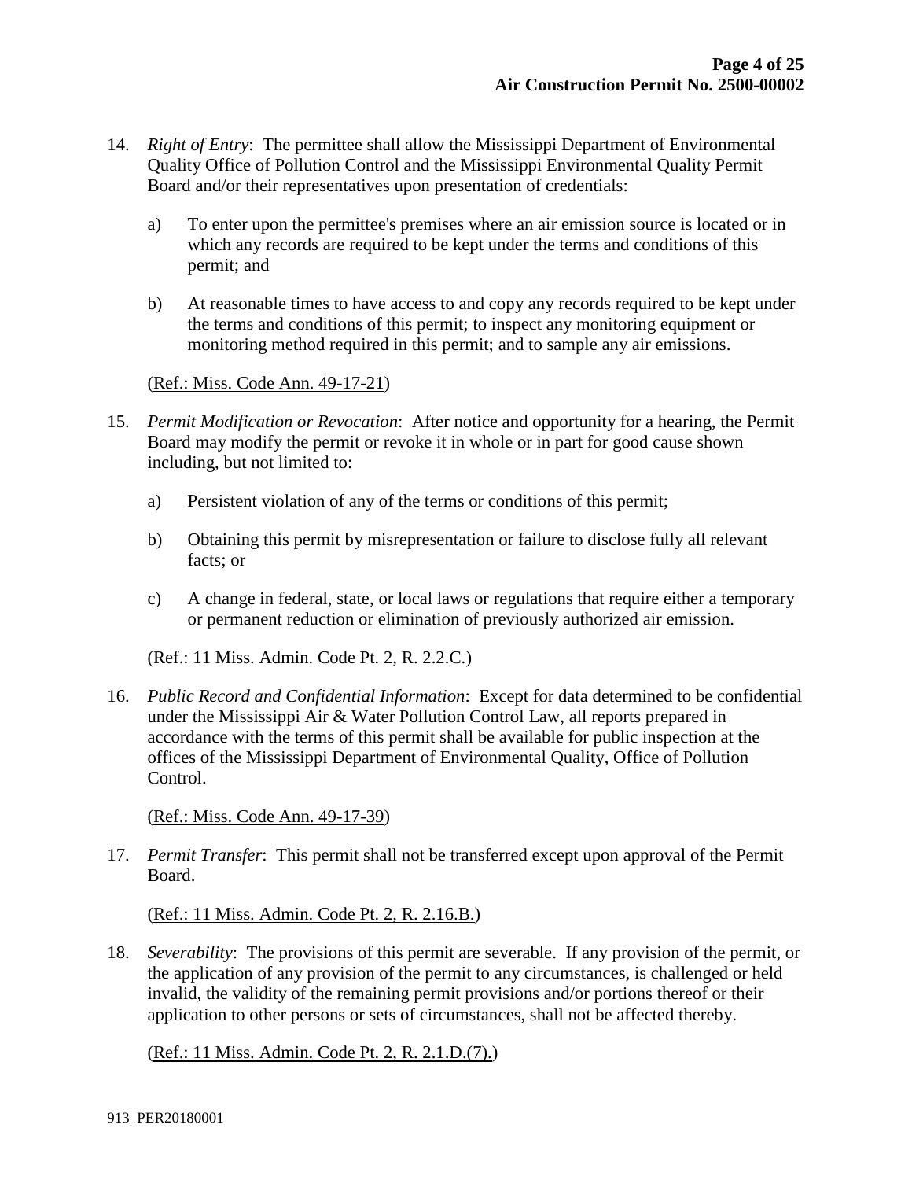14. *Right of Entry*: The permittee shall allow the Mississippi Department of Environmental Quality Office of Pollution Control and the Mississippi Environmental Quality Permit Board and/or their representatives upon presentation of credentials:

    a) To enter upon the permittee's premises where an air emission source is located or in which any records are required to be kept under the terms and conditions of this permit; and

    b) At reasonable times to have access to and copy any records required to be kept under the terms and conditions of this permit; to inspect any monitoring equipment or monitoring method required in this permit; and to sample any air emissions.

    (Ref.: Miss. Code Ann. 49-17-21)

15. *Permit Modification or Revocation*: After notice and opportunity for a hearing, the Permit Board may modify the permit or revoke it in whole or in part for good cause shown including, but not limited to:

    a) Persistent violation of any of the terms or conditions of this permit;

    b) Obtaining this permit by misrepresentation or failure to disclose fully all relevant facts; or

    c) A change in federal, state, or local laws or regulations that require either a temporary or permanent reduction or elimination of previously authorized air emission.

    (Ref.: 11 Miss. Admin. Code Pt. 2, R. 2.2.C.)

16. *Public Record and Confidential Information*: Except for data determined to be confidential under the Mississippi Air & Water Pollution Control Law, all reports prepared in accordance with the terms of this permit shall be available for public inspection at the offices of the Mississippi Department of Environmental Quality, Office of Pollution Control.

    (Ref.: Miss. Code Ann. 49-17-39)

17. *Permit Transfer*: This permit shall not be transferred except upon approval of the Permit Board.

    (Ref.: 11 Miss. Admin. Code Pt. 2, R. 2.16.B.)

18. *Severability*: The provisions of this permit are severable. If any provision of the permit, or the application of any provision of the permit to any circumstances, is challenged or held invalid, the validity of the remaining permit provisions and/or portions thereof or their application to other persons or sets of circumstances, shall not be affected thereby.

    (Ref.: 11 Miss. Admin. Code Pt. 2, R. 2.1.D.(7).)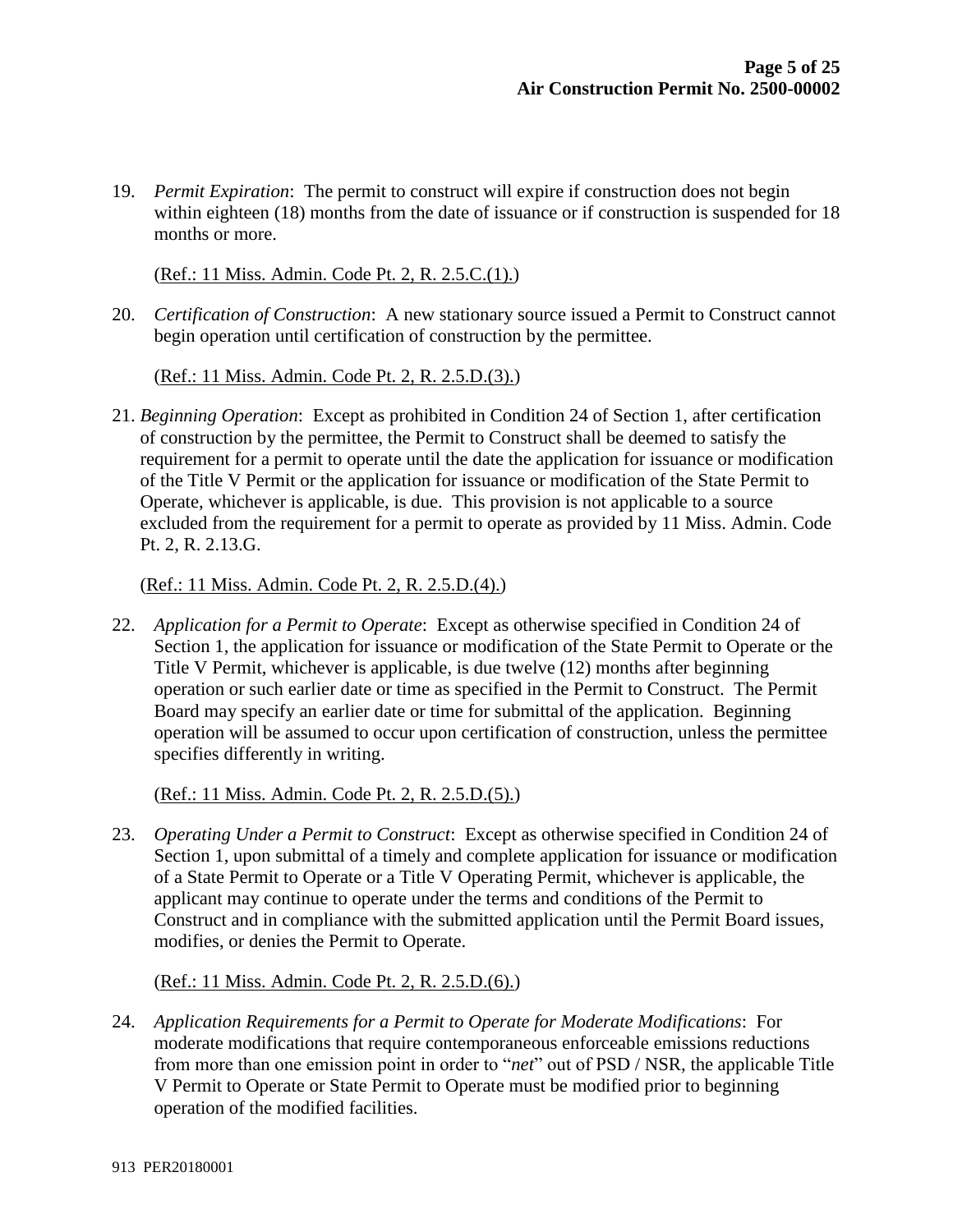19. *Permit Expiration*: The permit to construct will expire if construction does not begin within eighteen (18) months from the date of issuance or if construction is suspended for 18 months or more.

    (Ref.: 11 Miss. Admin. Code Pt. 2, R. 2.5.C.(1).)

20. *Certification of Construction*: A new stationary source issued a Permit to Construct cannot begin operation until certification of construction by the permittee.

    (Ref.: 11 Miss. Admin. Code Pt. 2, R. 2.5.D.(3).)

21. *Beginning Operation*: Except as prohibited in Condition 24 of Section 1, after certification of construction by the permittee, the Permit to Construct shall be deemed to satisfy the requirement for a permit to operate until the date the application for issuance or modification of the Title V Permit or the application for issuance or modification of the State Permit to Operate, whichever is applicable, is due. This provision is not applicable to a source excluded from the requirement for a permit to operate as provided by 11 Miss. Admin. Code Pt. 2, R. 2.13.G.

    (Ref.: 11 Miss. Admin. Code Pt. 2, R. 2.5.D.(4).)

22. *Application for a Permit to Operate*: Except as otherwise specified in Condition 24 of Section 1, the application for issuance or modification of the State Permit to Operate or the Title V Permit, whichever is applicable, is due twelve (12) months after beginning operation or such earlier date or time as specified in the Permit to Construct. The Permit Board may specify an earlier date or time for submittal of the application. Beginning operation will be assumed to occur upon certification of construction, unless the permittee specifies differently in writing.

    (Ref.: 11 Miss. Admin. Code Pt. 2, R. 2.5.D.(5).)

23. *Operating Under a Permit to Construct*: Except as otherwise specified in Condition 24 of Section 1, upon submittal of a timely and complete application for issuance or modification of a State Permit to Operate or a Title V Operating Permit, whichever is applicable, the applicant may continue to operate under the terms and conditions of the Permit to Construct and in compliance with the submitted application until the Permit Board issues, modifies, or denies the Permit to Operate.

    (Ref.: 11 Miss. Admin. Code Pt. 2, R. 2.5.D.(6).)

24. *Application Requirements for a Permit to Operate for Moderate Modifications*: For moderate modifications that require contemporaneous enforceable emissions reductions from more than one emission point in order to "*net*" out of PSD / NSR, the applicable Title V Permit to Operate or State Permit to Operate must be modified prior to beginning operation of the modified facilities.

913 PER20180001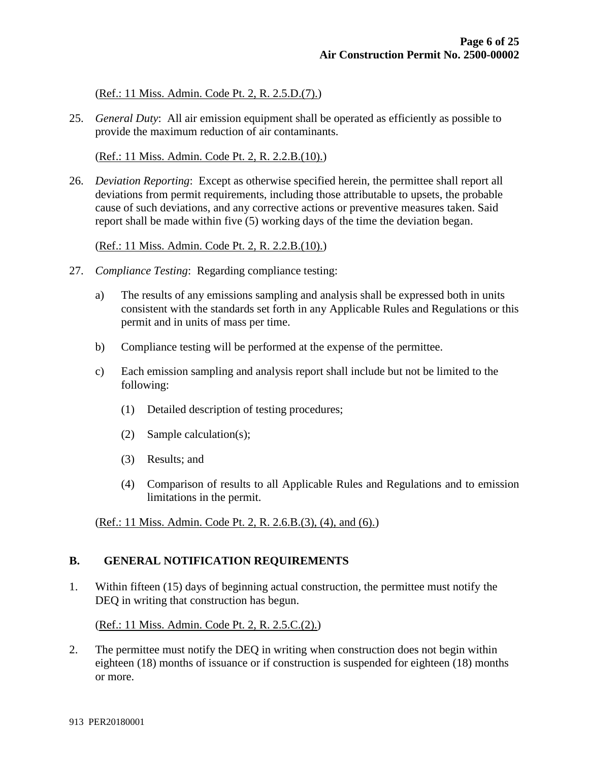(Ref.: 11 Miss. Admin. Code Pt. 2, R. 2.5.D.(7).)

25. *General Duty*: All air emission equipment shall be operated as efficiently as possible to provide the maximum reduction of air contaminants.

    (Ref.: 11 Miss. Admin. Code Pt. 2, R. 2.2.B.(10).)

26. *Deviation Reporting*: Except as otherwise specified herein, the permittee shall report all deviations from permit requirements, including those attributable to upsets, the probable cause of such deviations, and any corrective actions or preventive measures taken. Said report shall be made within five (5) working days of the time the deviation began.

    (Ref.: 11 Miss. Admin. Code Pt. 2, R. 2.2.B.(10).)

27. *Compliance Testing*: Regarding compliance testing:

    a) The results of any emissions sampling and analysis shall be expressed both in units consistent with the standards set forth in any Applicable Rules and Regulations or this permit and in units of mass per time.

    b) Compliance testing will be performed at the expense of the permittee.

    c) Each emission sampling and analysis report shall include but not be limited to the following:

        (1) Detailed description of testing procedures;

        (2) Sample calculation(s);

        (3) Results; and

        (4) Comparison of results to all Applicable Rules and Regulations and to emission limitations in the permit.

    (Ref.: 11 Miss. Admin. Code Pt. 2, R. 2.6.B.(3), (4), and (6).)

## B. GENERAL NOTIFICATION REQUIREMENTS

1. Within fifteen (15) days of beginning actual construction, the permittee must notify the DEQ in writing that construction has begun.

    (Ref.: 11 Miss. Admin. Code Pt. 2, R. 2.5.C.(2).)

2. The permittee must notify the DEQ in writing when construction does not begin within eighteen (18) months of issuance or if construction is suspended for eighteen (18) months or more.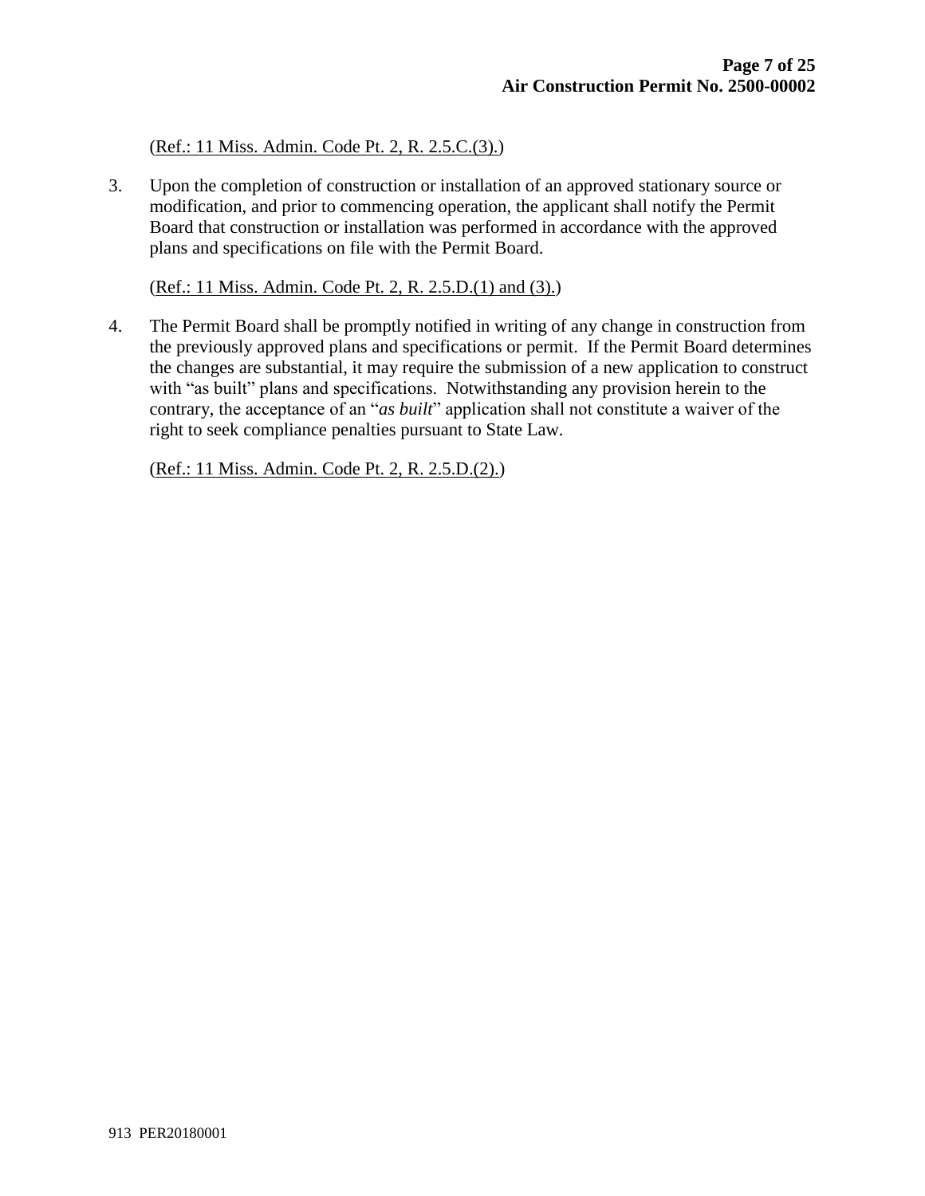(Ref.: 11 Miss. Admin. Code Pt. 2, R. 2.5.C.(3).)

3. Upon the completion of construction or installation of an approved stationary source or modification, and prior to commencing operation, the applicant shall notify the Permit Board that construction or installation was performed in accordance with the approved plans and specifications on file with the Permit Board.

   (Ref.: 11 Miss. Admin. Code Pt. 2, R. 2.5.D.(1) and (3).)

4. The Permit Board shall be promptly notified in writing of any change in construction from the previously approved plans and specifications or permit. If the Permit Board determines the changes are substantial, it may require the submission of a new application to construct with "as built" plans and specifications. Notwithstanding any provision herein to the contrary, the acceptance of an "*as built*" application shall not constitute a waiver of the right to seek compliance penalties pursuant to State Law.

   (Ref.: 11 Miss. Admin. Code Pt. 2, R. 2.5.D.(2).)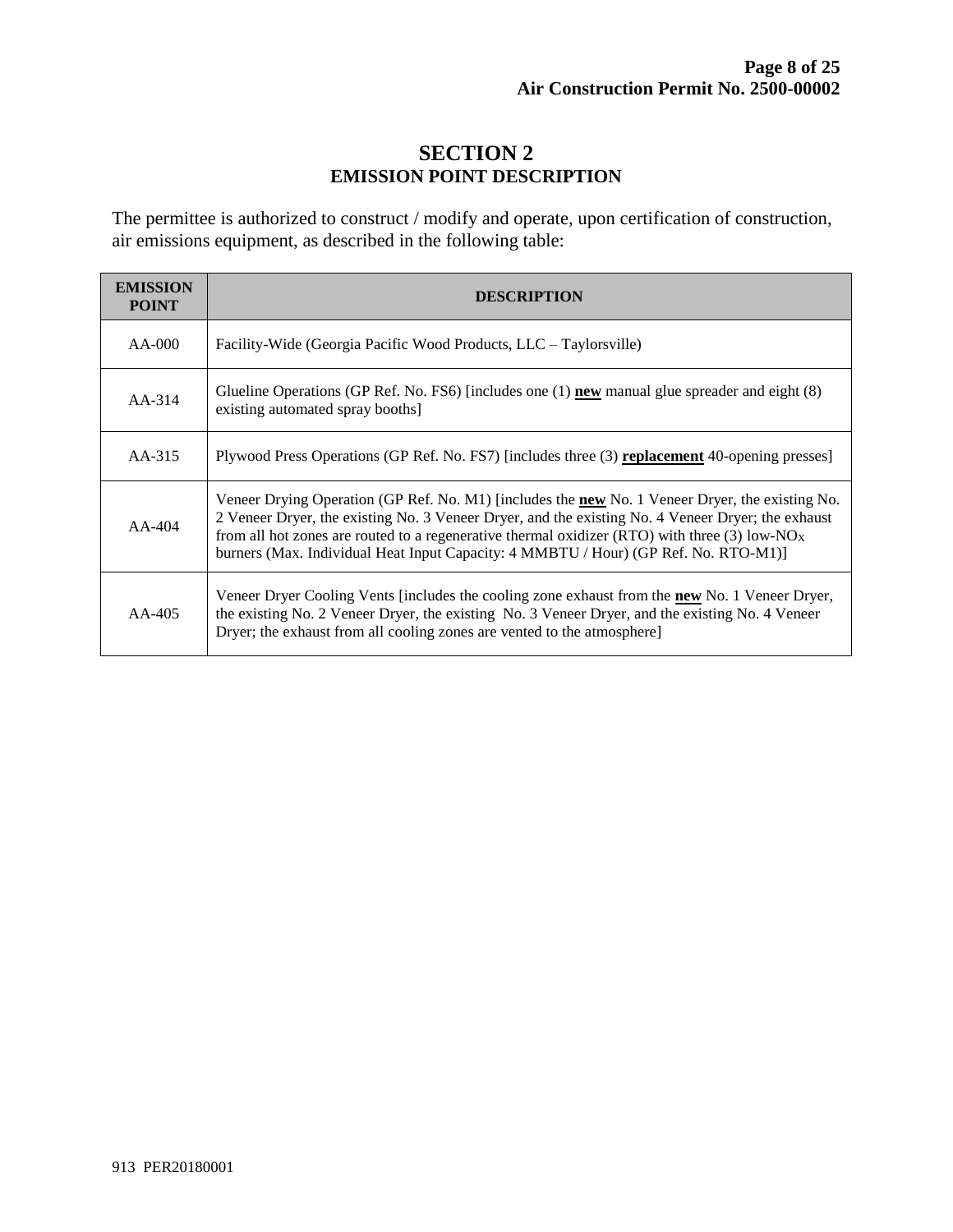# SECTION 2
## EMISSION POINT DESCRIPTION

The permittee is authorized to construct / modify and operate, upon certification of construction, air emissions equipment, as described in the following table:

| EMISSION POINT | DESCRIPTION |
|---|---|
| AA-000 | Facility-Wide (Georgia Pacific Wood Products, LLC – Taylorsville) |
| AA-314 | Glueline Operations (GP Ref. No. FS6) [includes one (1) **new** manual glue spreader and eight (8) existing automated spray booths] |
| AA-315 | Plywood Press Operations (GP Ref. No. FS7) [includes three (3) **replacement** 40-opening presses] |
| AA-404 | Veneer Drying Operation (GP Ref. No. M1) [includes the **new** No. 1 Veneer Dryer, the existing No. 2 Veneer Dryer, the existing No. 3 Veneer Dryer, and the existing No. 4 Veneer Dryer; the exhaust from all hot zones are routed to a regenerative thermal oxidizer (RTO) with three (3) low-$NO_X$ burners (Max. Individual Heat Input Capacity: 4 MMBTU / Hour) (GP Ref. No. RTO-M1)] |
| AA-405 | Veneer Dryer Cooling Vents [includes the cooling zone exhaust from the **new** No. 1 Veneer Dryer, the existing No. 2 Veneer Dryer, the existing No. 3 Veneer Dryer, and the existing No. 4 Veneer Dryer; the exhaust from all cooling zones are vented to the atmosphere] |

913 PER20180001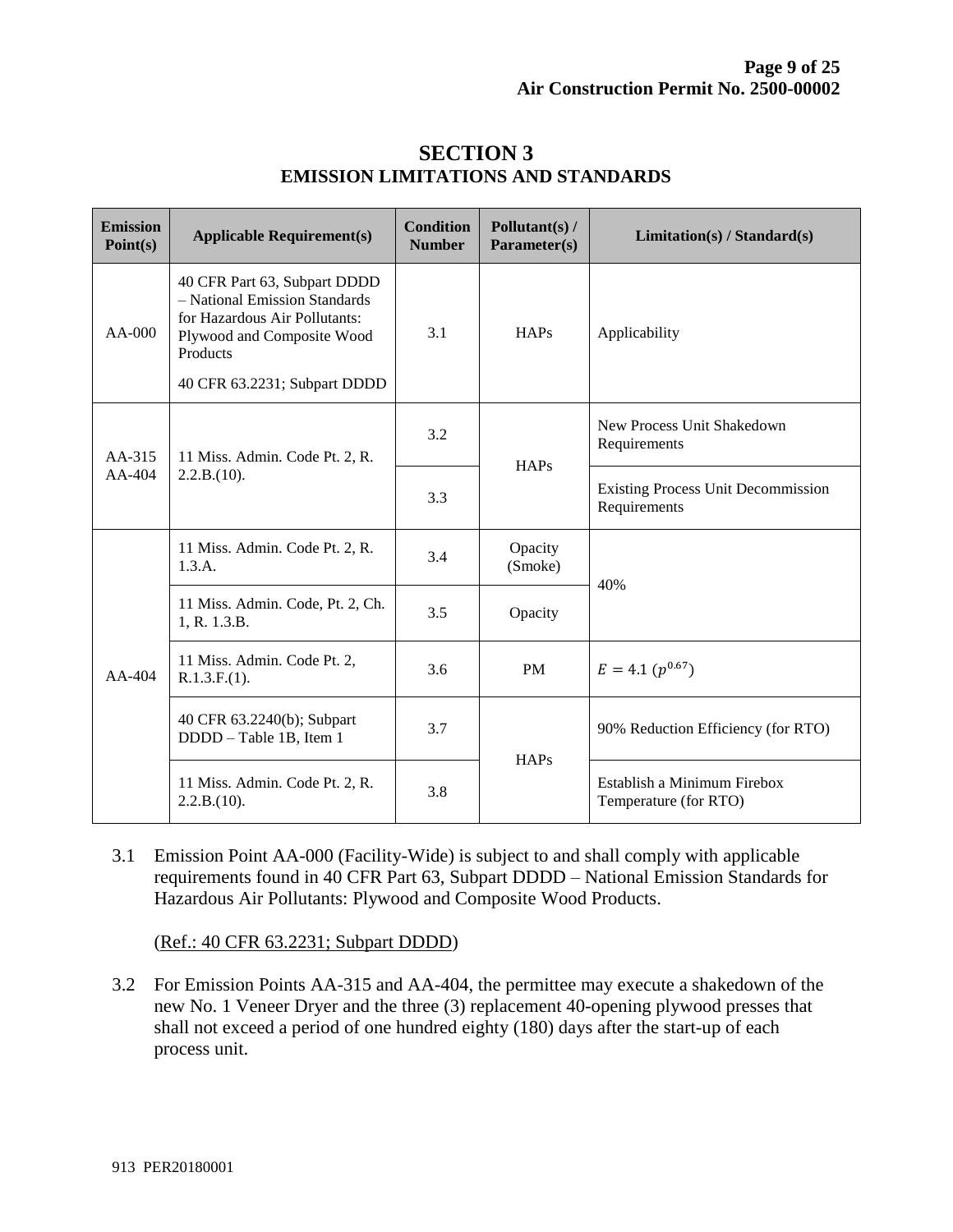# SECTION 3
## EMISSION LIMITATIONS AND STANDARDS

| Emission Point(s) | Applicable Requirement(s) | Condition Number | Pollutant(s) / Parameter(s) | Limitation(s) / Standard(s) |
|---|---|---|---|---|
| AA-000 | 40 CFR Part 63, Subpart DDDD – National Emission Standards for Hazardous Air Pollutants: Plywood and Composite Wood Products<br><br>40 CFR 63.2231; Subpart DDDD | 3.1 | HAPs | Applicability |
| AA-315<br>AA-404 | 11 Miss. Admin. Code Pt. 2, R. 2.2.B.(10). | 3.2 | HAPs | New Process Unit Shakedown Requirements |
| | | 3.3 | | Existing Process Unit Decommission Requirements |
| AA-404 | 11 Miss. Admin. Code Pt. 2, R. 1.3.A. | 3.4 | Opacity (Smoke) | 40% |
| | 11 Miss. Admin. Code, Pt. 2, Ch. 1, R. 1.3.B. | 3.5 | Opacity | |
| | 11 Miss. Admin. Code Pt. 2, R.1.3.F.(1). | 3.6 | PM | $E = 4.1\ (p^{0.67})$ |
| | 40 CFR 63.2240(b); Subpart DDDD – Table 1B, Item 1 | 3.7 | HAPs | 90% Reduction Efficiency (for RTO) |
| | 11 Miss. Admin. Code Pt. 2, R. 2.2.B.(10). | 3.8 | | Establish a Minimum Firebox Temperature (for RTO) |

3.1 Emission Point AA-000 (Facility-Wide) is subject to and shall comply with applicable requirements found in 40 CFR Part 63, Subpart DDDD – National Emission Standards for Hazardous Air Pollutants: Plywood and Composite Wood Products.

(Ref.: 40 CFR 63.2231; Subpart DDDD)

3.2 For Emission Points AA-315 and AA-404, the permittee may execute a shakedown of the new No. 1 Veneer Dryer and the three (3) replacement 40-opening plywood presses that shall not exceed a period of one hundred eighty (180) days after the start-up of each process unit.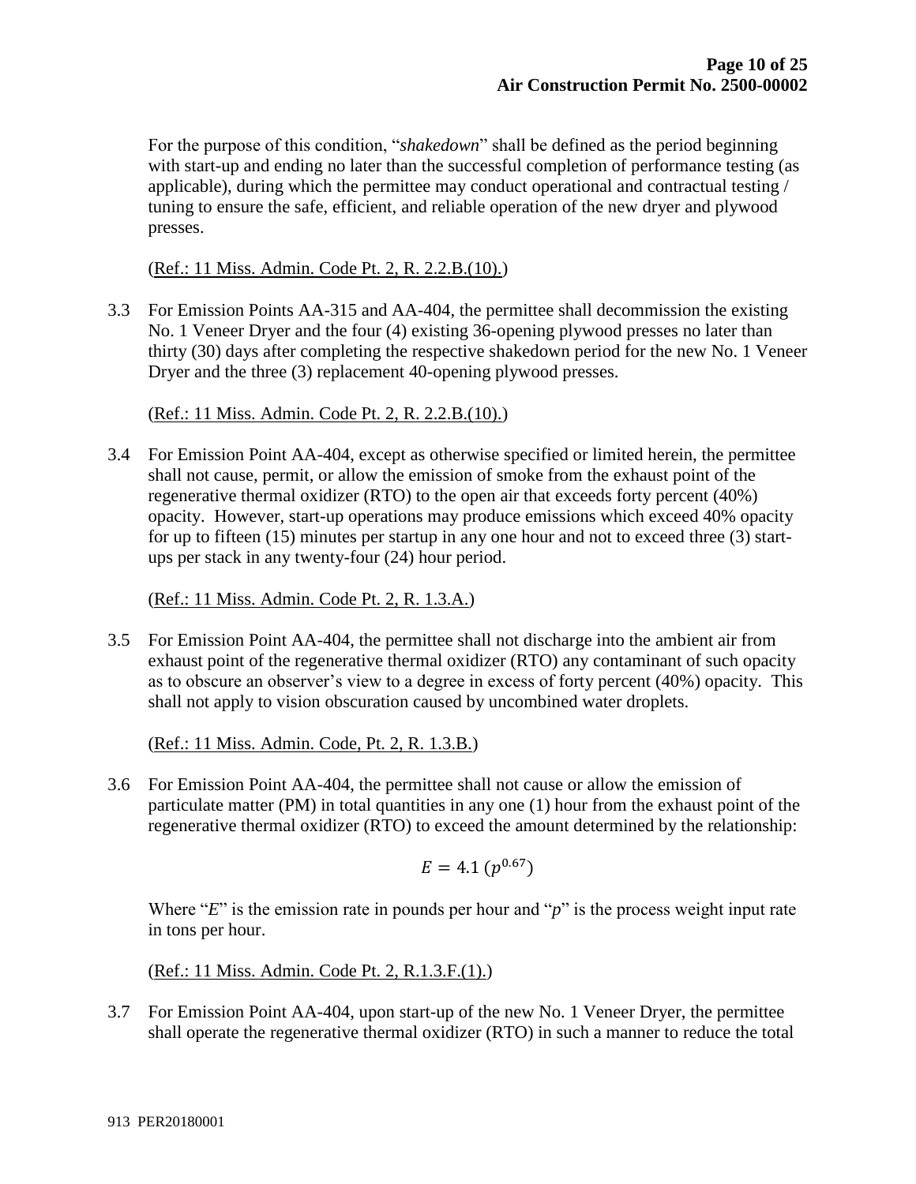For the purpose of this condition, "*shakedown*" shall be defined as the period beginning with start-up and ending no later than the successful completion of performance testing (as applicable), during which the permittee may conduct operational and contractual testing / tuning to ensure the safe, efficient, and reliable operation of the new dryer and plywood presses.

(Ref.: 11 Miss. Admin. Code Pt. 2, R. 2.2.B.(10).)

3.3 For Emission Points AA-315 and AA-404, the permittee shall decommission the existing No. 1 Veneer Dryer and the four (4) existing 36-opening plywood presses no later than thirty (30) days after completing the respective shakedown period for the new No. 1 Veneer Dryer and the three (3) replacement 40-opening plywood presses.

(Ref.: 11 Miss. Admin. Code Pt. 2, R. 2.2.B.(10).)

3.4 For Emission Point AA-404, except as otherwise specified or limited herein, the permittee shall not cause, permit, or allow the emission of smoke from the exhaust point of the regenerative thermal oxidizer (RTO) to the open air that exceeds forty percent (40%) opacity. However, start-up operations may produce emissions which exceed 40% opacity for up to fifteen (15) minutes per startup in any one hour and not to exceed three (3) start-ups per stack in any twenty-four (24) hour period.

(Ref.: 11 Miss. Admin. Code Pt. 2, R. 1.3.A.)

3.5 For Emission Point AA-404, the permittee shall not discharge into the ambient air from exhaust point of the regenerative thermal oxidizer (RTO) any contaminant of such opacity as to obscure an observer's view to a degree in excess of forty percent (40%) opacity. This shall not apply to vision obscuration caused by uncombined water droplets.

(Ref.: 11 Miss. Admin. Code, Pt. 2, R. 1.3.B.)

3.6 For Emission Point AA-404, the permittee shall not cause or allow the emission of particulate matter (PM) in total quantities in any one (1) hour from the exhaust point of the regenerative thermal oxidizer (RTO) to exceed the amount determined by the relationship:

$$E = 4.1\,(p^{0.67})$$

Where "$E$" is the emission rate in pounds per hour and "$p$" is the process weight input rate in tons per hour.

(Ref.: 11 Miss. Admin. Code Pt. 2, R.1.3.F.(1).)

3.7 For Emission Point AA-404, upon start-up of the new No. 1 Veneer Dryer, the permittee shall operate the regenerative thermal oxidizer (RTO) in such a manner to reduce the total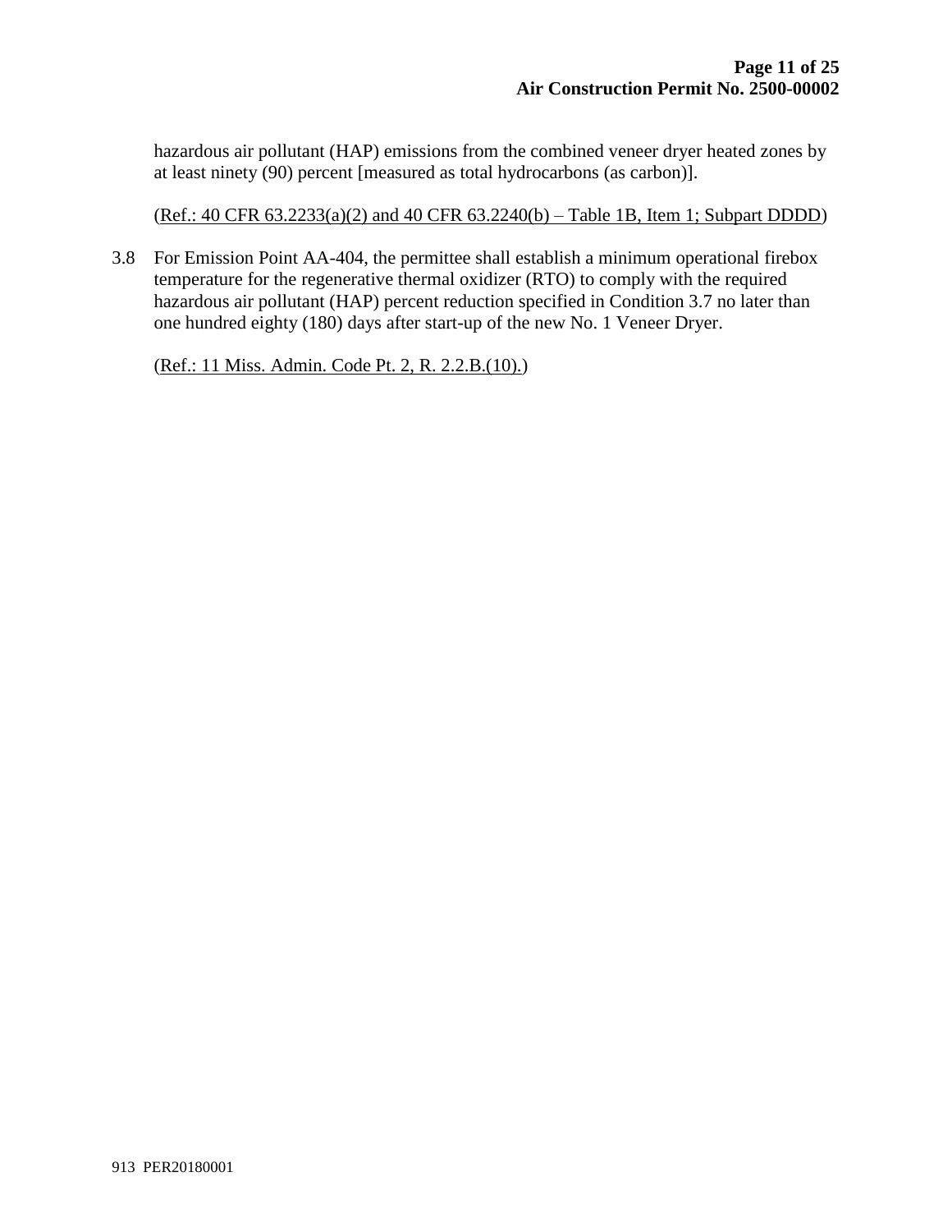hazardous air pollutant (HAP) emissions from the combined veneer dryer heated zones by at least ninety (90) percent [measured as total hydrocarbons (as carbon)].

(Ref.: 40 CFR 63.2233(a)(2) and 40 CFR 63.2240(b) – Table 1B, Item 1; Subpart DDDD)

3.8 For Emission Point AA-404, the permittee shall establish a minimum operational firebox temperature for the regenerative thermal oxidizer (RTO) to comply with the required hazardous air pollutant (HAP) percent reduction specified in Condition 3.7 no later than one hundred eighty (180) days after start-up of the new No. 1 Veneer Dryer.

(Ref.: 11 Miss. Admin. Code Pt. 2, R. 2.2.B.(10).)

913 PER20180001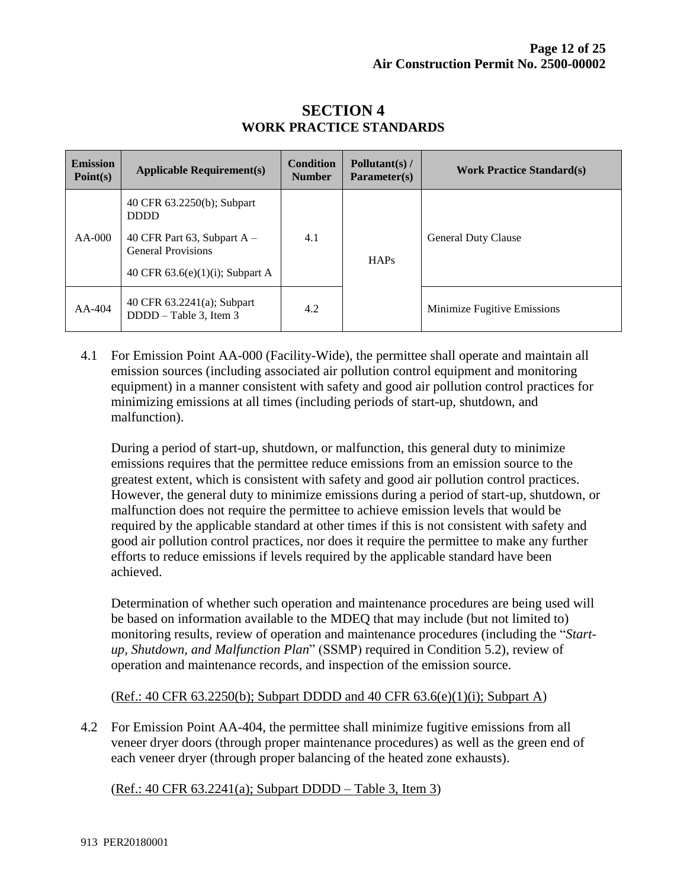# SECTION 4
## WORK PRACTICE STANDARDS

| Emission Point(s) | Applicable Requirement(s) | Condition Number | Pollutant(s) / Parameter(s) | Work Practice Standard(s) |
|---|---|---|---|---|
| AA-000 | 40 CFR 63.2250(b); Subpart DDDD<br><br>40 CFR Part 63, Subpart A – General Provisions<br><br>40 CFR 63.6(e)(1)(i); Subpart A | 4.1 | HAPs | General Duty Clause |
| AA-404 | 40 CFR 63.2241(a); Subpart DDDD – Table 3, Item 3 | 4.2 | | Minimize Fugitive Emissions |

4.1 For Emission Point AA-000 (Facility-Wide), the permittee shall operate and maintain all emission sources (including associated air pollution control equipment and monitoring equipment) in a manner consistent with safety and good air pollution control practices for minimizing emissions at all times (including periods of start-up, shutdown, and malfunction).

During a period of start-up, shutdown, or malfunction, this general duty to minimize emissions requires that the permittee reduce emissions from an emission source to the greatest extent, which is consistent with safety and good air pollution control practices. However, the general duty to minimize emissions during a period of start-up, shutdown, or malfunction does not require the permittee to achieve emission levels that would be required by the applicable standard at other times if this is not consistent with safety and good air pollution control practices, nor does it require the permittee to make any further efforts to reduce emissions if levels required by the applicable standard have been achieved.

Determination of whether such operation and maintenance procedures are being used will be based on information available to the MDEQ that may include (but not limited to) monitoring results, review of operation and maintenance procedures (including the "*Start-up, Shutdown, and Malfunction Plan*" (SSMP) required in Condition 5.2), review of operation and maintenance records, and inspection of the emission source.

(Ref.: 40 CFR 63.2250(b); Subpart DDDD and 40 CFR 63.6(e)(1)(i); Subpart A)

4.2 For Emission Point AA-404, the permittee shall minimize fugitive emissions from all veneer dryer doors (through proper maintenance procedures) as well as the green end of each veneer dryer (through proper balancing of the heated zone exhausts).

(Ref.: 40 CFR 63.2241(a); Subpart DDDD – Table 3, Item 3)

913 PER20180001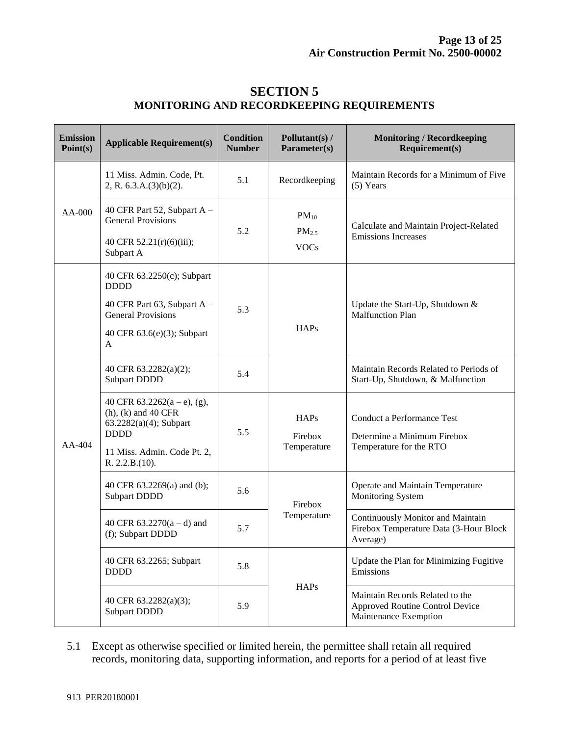# SECTION 5
## MONITORING AND RECORDKEEPING REQUIREMENTS

| Emission Point(s) | Applicable Requirement(s) | Condition Number | Pollutant(s) / Parameter(s) | Monitoring / Recordkeeping Requirement(s) |
|---|---|---|---|---|
| AA-000 | 11 Miss. Admin. Code, Pt. 2, R. 6.3.A.(3)(b)(2). | 5.1 | Recordkeeping | Maintain Records for a Minimum of Five (5) Years |
| | 40 CFR Part 52, Subpart A – General Provisions<br>40 CFR 52.21(r)(6)(iii); Subpart A | 5.2 | $PM_{10}$<br>$PM_{2.5}$<br>VOCs | Calculate and Maintain Project-Related Emissions Increases |
| AA-404 | 40 CFR 63.2250(c); Subpart DDDD<br>40 CFR Part 63, Subpart A – General Provisions<br>40 CFR 63.6(e)(3); Subpart A | 5.3 | HAPs | Update the Start-Up, Shutdown & Malfunction Plan |
| | 40 CFR 63.2282(a)(2); Subpart DDDD | 5.4 | | Maintain Records Related to Periods of Start-Up, Shutdown, & Malfunction |
| | 40 CFR 63.2262(a – e), (g), (h), (k) and 40 CFR 63.2282(a)(4); Subpart DDDD<br>11 Miss. Admin. Code Pt. 2, R. 2.2.B.(10). | 5.5 | HAPs<br>Firebox Temperature | Conduct a Performance Test<br>Determine a Minimum Firebox Temperature for the RTO |
| | 40 CFR 63.2269(a) and (b); Subpart DDDD | 5.6 | Firebox Temperature | Operate and Maintain Temperature Monitoring System |
| | 40 CFR 63.2270(a – d) and (f); Subpart DDDD | 5.7 | | Continuously Monitor and Maintain Firebox Temperature Data (3-Hour Block Average) |
| | 40 CFR 63.2265; Subpart DDDD | 5.8 | HAPs | Update the Plan for Minimizing Fugitive Emissions |
| | 40 CFR 63.2282(a)(3); Subpart DDDD | 5.9 | | Maintain Records Related to the Approved Routine Control Device Maintenance Exemption |

5.1 Except as otherwise specified or limited herein, the permittee shall retain all required records, monitoring data, supporting information, and reports for a period of at least five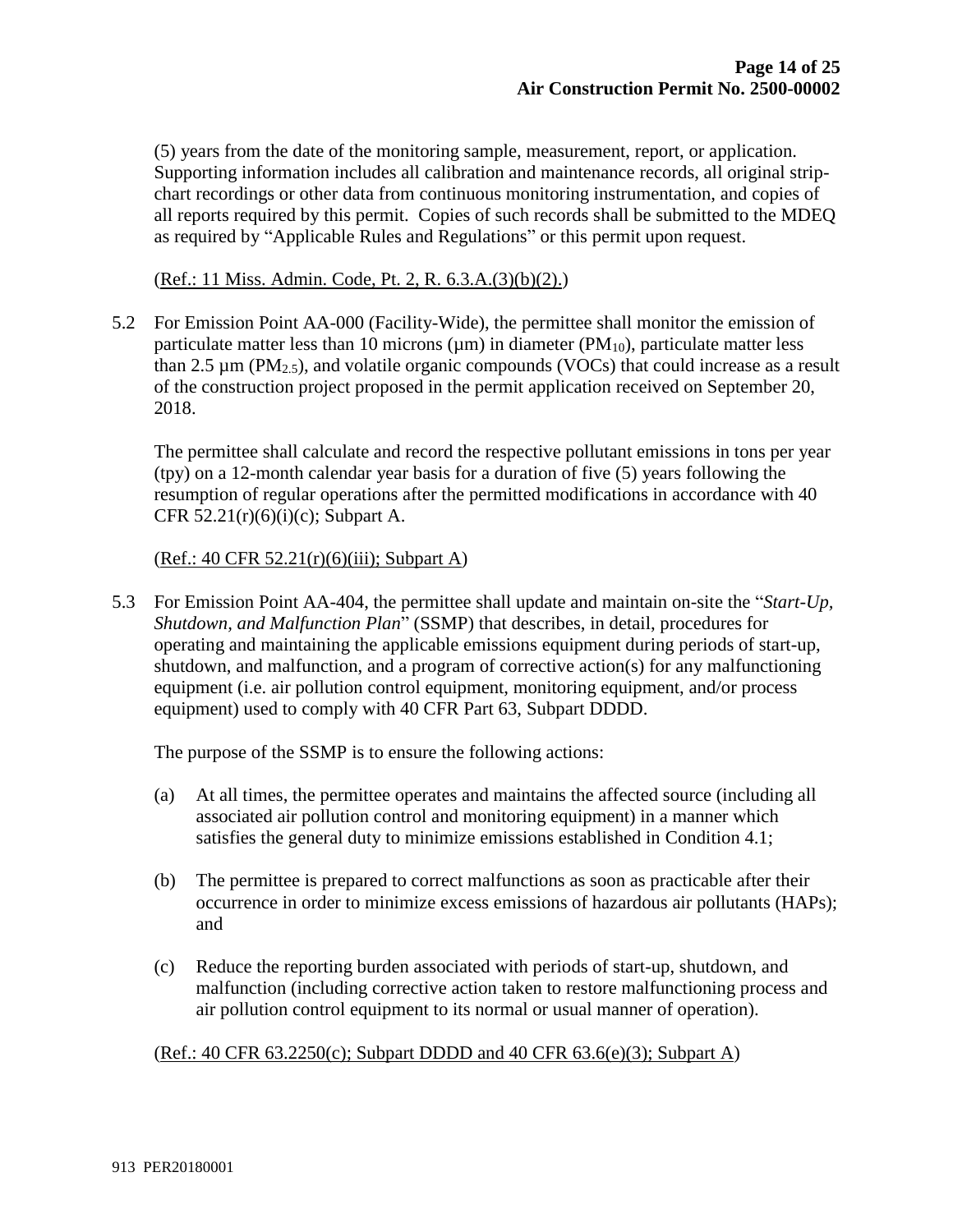(5) years from the date of the monitoring sample, measurement, report, or application. Supporting information includes all calibration and maintenance records, all original strip-chart recordings or other data from continuous monitoring instrumentation, and copies of all reports required by this permit. Copies of such records shall be submitted to the MDEQ as required by "Applicable Rules and Regulations" or this permit upon request.

(Ref.: 11 Miss. Admin. Code, Pt. 2, R. 6.3.A.(3)(b)(2).)

5.2 For Emission Point AA-000 (Facility-Wide), the permittee shall monitor the emission of particulate matter less than 10 microns (µm) in diameter ($PM_{10}$), particulate matter less than 2.5 µm ($PM_{2.5}$), and volatile organic compounds (VOCs) that could increase as a result of the construction project proposed in the permit application received on September 20, 2018.

The permittee shall calculate and record the respective pollutant emissions in tons per year (tpy) on a 12-month calendar year basis for a duration of five (5) years following the resumption of regular operations after the permitted modifications in accordance with 40 CFR 52.21(r)(6)(i)(c); Subpart A.

(Ref.: 40 CFR 52.21(r)(6)(iii); Subpart A)

5.3 For Emission Point AA-404, the permittee shall update and maintain on-site the "*Start-Up, Shutdown, and Malfunction Plan*" (SSMP) that describes, in detail, procedures for operating and maintaining the applicable emissions equipment during periods of start-up, shutdown, and malfunction, and a program of corrective action(s) for any malfunctioning equipment (i.e. air pollution control equipment, monitoring equipment, and/or process equipment) used to comply with 40 CFR Part 63, Subpart DDDD.

The purpose of the SSMP is to ensure the following actions:

(a) At all times, the permittee operates and maintains the affected source (including all associated air pollution control and monitoring equipment) in a manner which satisfies the general duty to minimize emissions established in Condition 4.1;

(b) The permittee is prepared to correct malfunctions as soon as practicable after their occurrence in order to minimize excess emissions of hazardous air pollutants (HAPs); and

(c) Reduce the reporting burden associated with periods of start-up, shutdown, and malfunction (including corrective action taken to restore malfunctioning process and air pollution control equipment to its normal or usual manner of operation).

(Ref.: 40 CFR 63.2250(c); Subpart DDDD and 40 CFR 63.6(e)(3); Subpart A)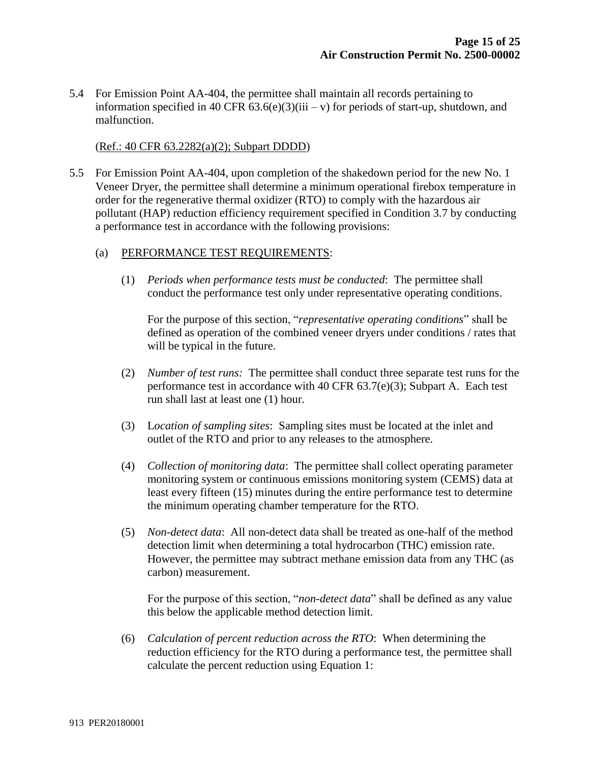5.4 For Emission Point AA-404, the permittee shall maintain all records pertaining to information specified in 40 CFR 63.6(e)(3)(iii – v) for periods of start-up, shutdown, and malfunction.

(Ref.: 40 CFR 63.2282(a)(2); Subpart DDDD)

5.5 For Emission Point AA-404, upon completion of the shakedown period for the new No. 1 Veneer Dryer, the permittee shall determine a minimum operational firebox temperature in order for the regenerative thermal oxidizer (RTO) to comply with the hazardous air pollutant (HAP) reduction efficiency requirement specified in Condition 3.7 by conducting a performance test in accordance with the following provisions:

(a) PERFORMANCE TEST REQUIREMENTS:

(1) *Periods when performance tests must be conducted*: The permittee shall conduct the performance test only under representative operating conditions.

For the purpose of this section, "*representative operating conditions*" shall be defined as operation of the combined veneer dryers under conditions / rates that will be typical in the future.

(2) *Number of test runs:* The permittee shall conduct three separate test runs for the performance test in accordance with 40 CFR 63.7(e)(3); Subpart A. Each test run shall last at least one (1) hour.

(3) L*ocation of sampling sites*: Sampling sites must be located at the inlet and outlet of the RTO and prior to any releases to the atmosphere.

(4) *Collection of monitoring data*: The permittee shall collect operating parameter monitoring system or continuous emissions monitoring system (CEMS) data at least every fifteen (15) minutes during the entire performance test to determine the minimum operating chamber temperature for the RTO.

(5) *Non-detect data*: All non-detect data shall be treated as one-half of the method detection limit when determining a total hydrocarbon (THC) emission rate. However, the permittee may subtract methane emission data from any THC (as carbon) measurement.

For the purpose of this section, "*non-detect data*" shall be defined as any value this below the applicable method detection limit.

(6) *Calculation of percent reduction across the RTO*: When determining the reduction efficiency for the RTO during a performance test, the permittee shall calculate the percent reduction using Equation 1: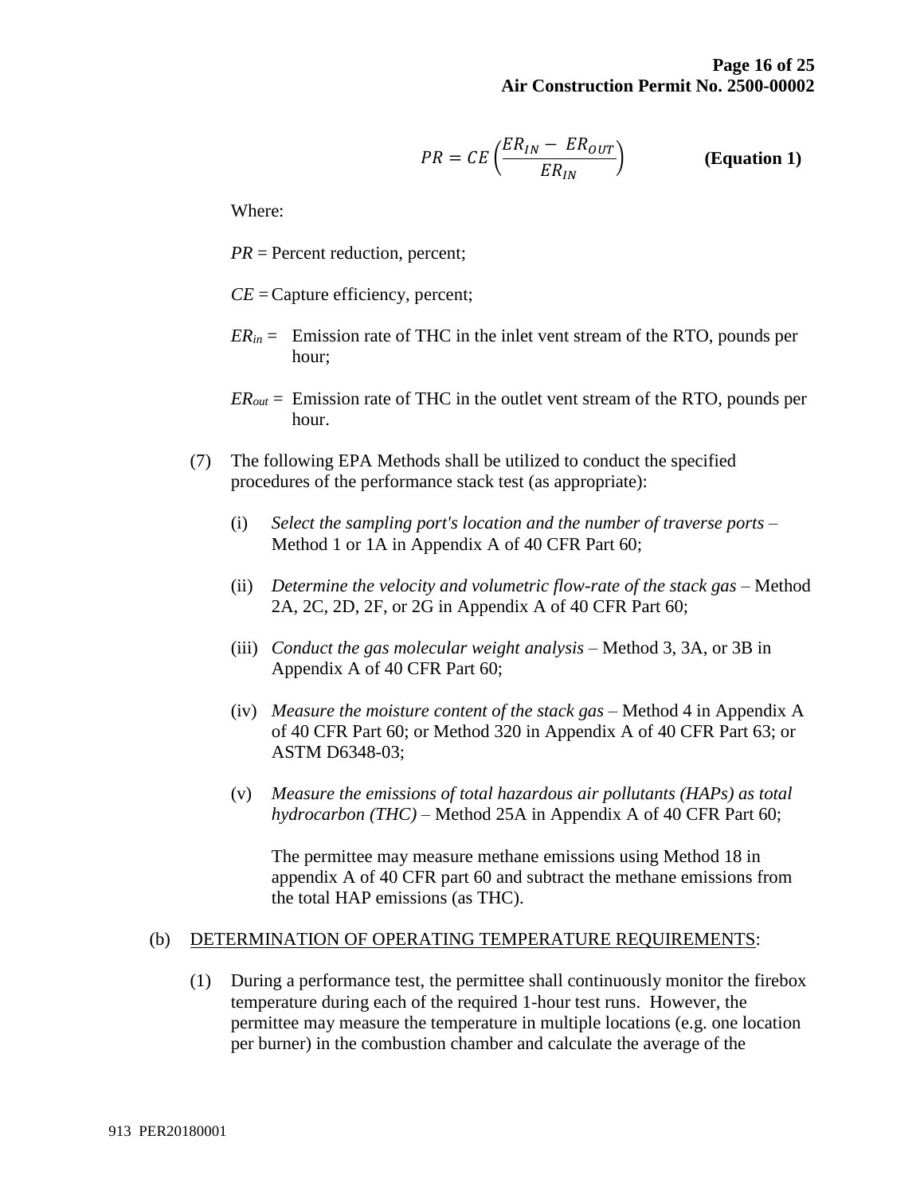$$PR = CE\left(\frac{ER_{IN} - ER_{OUT}}{ER_{IN}}\right) \qquad \textbf{(Equation 1)}$$

Where:

*PR* = Percent reduction, percent;

*CE* = Capture efficiency, percent;

$ER_{in}$ = Emission rate of THC in the inlet vent stream of the RTO, pounds per hour;

$ER_{out}$ = Emission rate of THC in the outlet vent stream of the RTO, pounds per hour.

(7) The following EPA Methods shall be utilized to conduct the specified procedures of the performance stack test (as appropriate):

(i) *Select the sampling port's location and the number of traverse ports* – Method 1 or 1A in Appendix A of 40 CFR Part 60;

(ii) *Determine the velocity and volumetric flow-rate of the stack gas* – Method 2A, 2C, 2D, 2F, or 2G in Appendix A of 40 CFR Part 60;

(iii) *Conduct the gas molecular weight analysis* – Method 3, 3A, or 3B in Appendix A of 40 CFR Part 60;

(iv) *Measure the moisture content of the stack gas* – Method 4 in Appendix A of 40 CFR Part 60; or Method 320 in Appendix A of 40 CFR Part 63; or ASTM D6348-03;

(v) *Measure the emissions of total hazardous air pollutants (HAPs) as total hydrocarbon (THC)* – Method 25A in Appendix A of 40 CFR Part 60;

The permittee may measure methane emissions using Method 18 in appendix A of 40 CFR part 60 and subtract the methane emissions from the total HAP emissions (as THC).

(b) <u>DETERMINATION OF OPERATING TEMPERATURE REQUIREMENTS</u>:

(1) During a performance test, the permittee shall continuously monitor the firebox temperature during each of the required 1-hour test runs. However, the permittee may measure the temperature in multiple locations (e.g. one location per burner) in the combustion chamber and calculate the average of the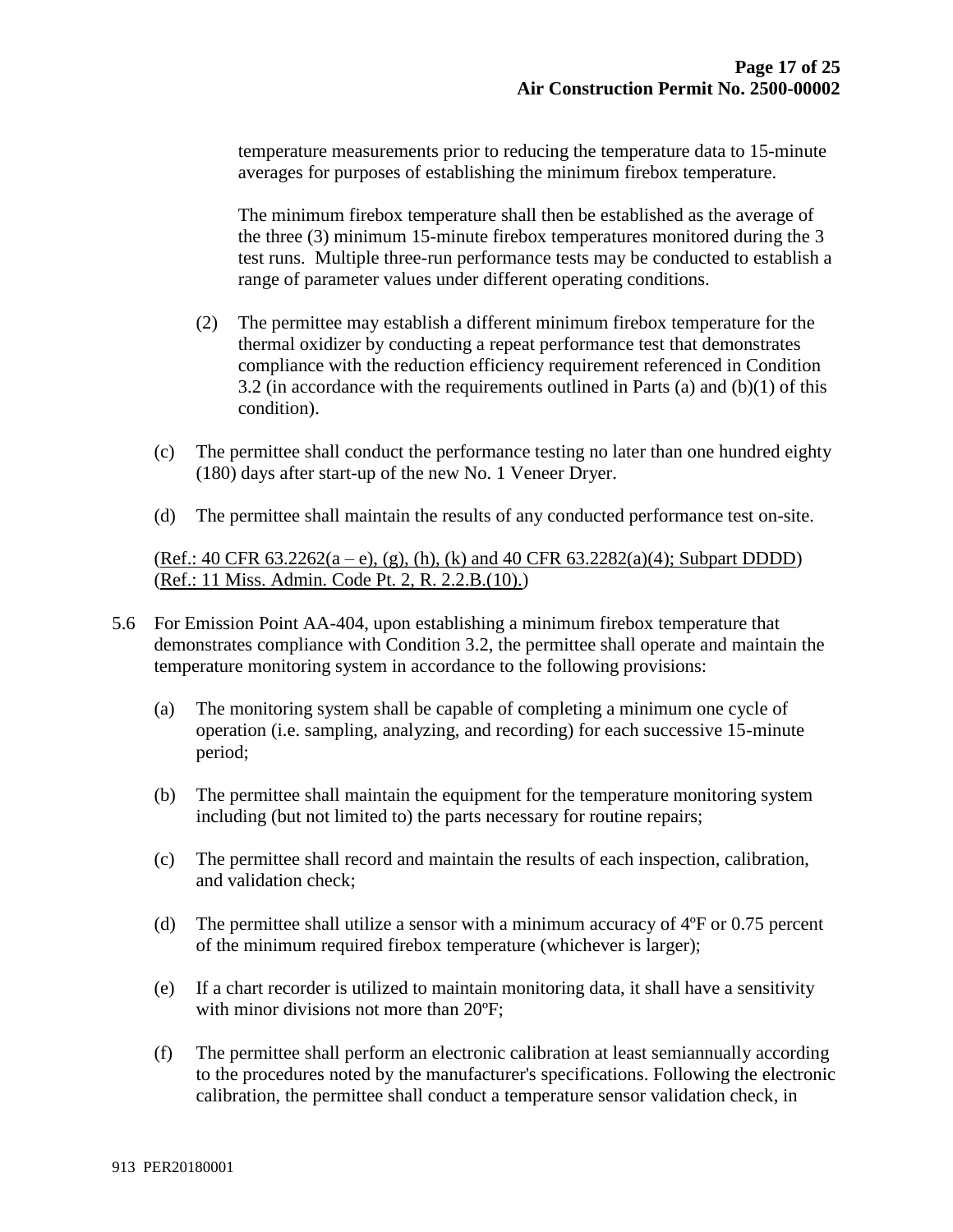temperature measurements prior to reducing the temperature data to 15-minute averages for purposes of establishing the minimum firebox temperature.

The minimum firebox temperature shall then be established as the average of the three (3) minimum 15-minute firebox temperatures monitored during the 3 test runs. Multiple three-run performance tests may be conducted to establish a range of parameter values under different operating conditions.

(2) The permittee may establish a different minimum firebox temperature for the thermal oxidizer by conducting a repeat performance test that demonstrates compliance with the reduction efficiency requirement referenced in Condition 3.2 (in accordance with the requirements outlined in Parts (a) and (b)(1) of this condition).

(c) The permittee shall conduct the performance testing no later than one hundred eighty (180) days after start-up of the new No. 1 Veneer Dryer.

(d) The permittee shall maintain the results of any conducted performance test on-site.

(Ref.: 40 CFR 63.2262(a – e), (g), (h), (k) and 40 CFR 63.2282(a)(4); Subpart DDDD)
(Ref.: 11 Miss. Admin. Code Pt. 2, R. 2.2.B.(10).)

5.6 For Emission Point AA-404, upon establishing a minimum firebox temperature that demonstrates compliance with Condition 3.2, the permittee shall operate and maintain the temperature monitoring system in accordance to the following provisions:

(a) The monitoring system shall be capable of completing a minimum one cycle of operation (i.e. sampling, analyzing, and recording) for each successive 15-minute period;

(b) The permittee shall maintain the equipment for the temperature monitoring system including (but not limited to) the parts necessary for routine repairs;

(c) The permittee shall record and maintain the results of each inspection, calibration, and validation check;

(d) The permittee shall utilize a sensor with a minimum accuracy of 4ºF or 0.75 percent of the minimum required firebox temperature (whichever is larger);

(e) If a chart recorder is utilized to maintain monitoring data, it shall have a sensitivity with minor divisions not more than 20ºF;

(f) The permittee shall perform an electronic calibration at least semiannually according to the procedures noted by the manufacturer's specifications. Following the electronic calibration, the permittee shall conduct a temperature sensor validation check, in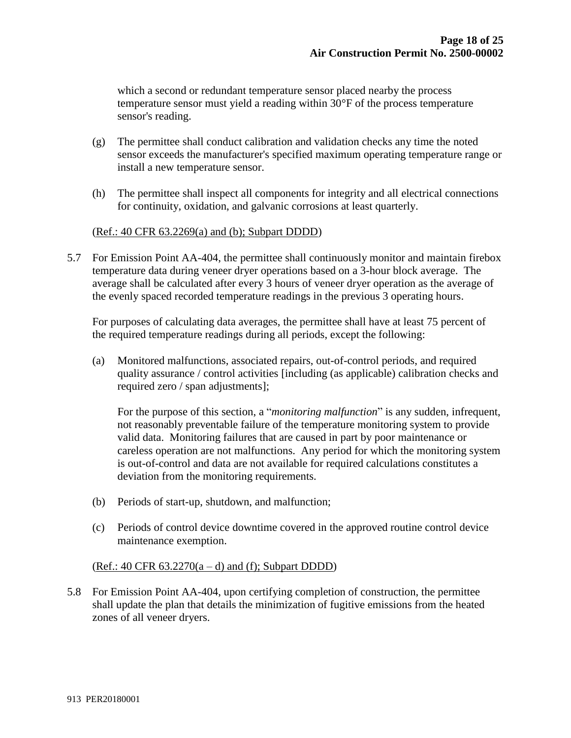which a second or redundant temperature sensor placed nearby the process temperature sensor must yield a reading within 30°F of the process temperature sensor's reading.

(g) The permittee shall conduct calibration and validation checks any time the noted sensor exceeds the manufacturer's specified maximum operating temperature range or install a new temperature sensor.

(h) The permittee shall inspect all components for integrity and all electrical connections for continuity, oxidation, and galvanic corrosions at least quarterly.

(Ref.: 40 CFR 63.2269(a) and (b); Subpart DDDD)

5.7 For Emission Point AA-404, the permittee shall continuously monitor and maintain firebox temperature data during veneer dryer operations based on a 3-hour block average. The average shall be calculated after every 3 hours of veneer dryer operation as the average of the evenly spaced recorded temperature readings in the previous 3 operating hours.

For purposes of calculating data averages, the permittee shall have at least 75 percent of the required temperature readings during all periods, except the following:

(a) Monitored malfunctions, associated repairs, out-of-control periods, and required quality assurance / control activities [including (as applicable) calibration checks and required zero / span adjustments];

For the purpose of this section, a "*monitoring malfunction*" is any sudden, infrequent, not reasonably preventable failure of the temperature monitoring system to provide valid data. Monitoring failures that are caused in part by poor maintenance or careless operation are not malfunctions. Any period for which the monitoring system is out-of-control and data are not available for required calculations constitutes a deviation from the monitoring requirements.

(b) Periods of start-up, shutdown, and malfunction;

(c) Periods of control device downtime covered in the approved routine control device maintenance exemption.

(Ref.: 40 CFR 63.2270(a – d) and (f); Subpart DDDD)

5.8 For Emission Point AA-404, upon certifying completion of construction, the permittee shall update the plan that details the minimization of fugitive emissions from the heated zones of all veneer dryers.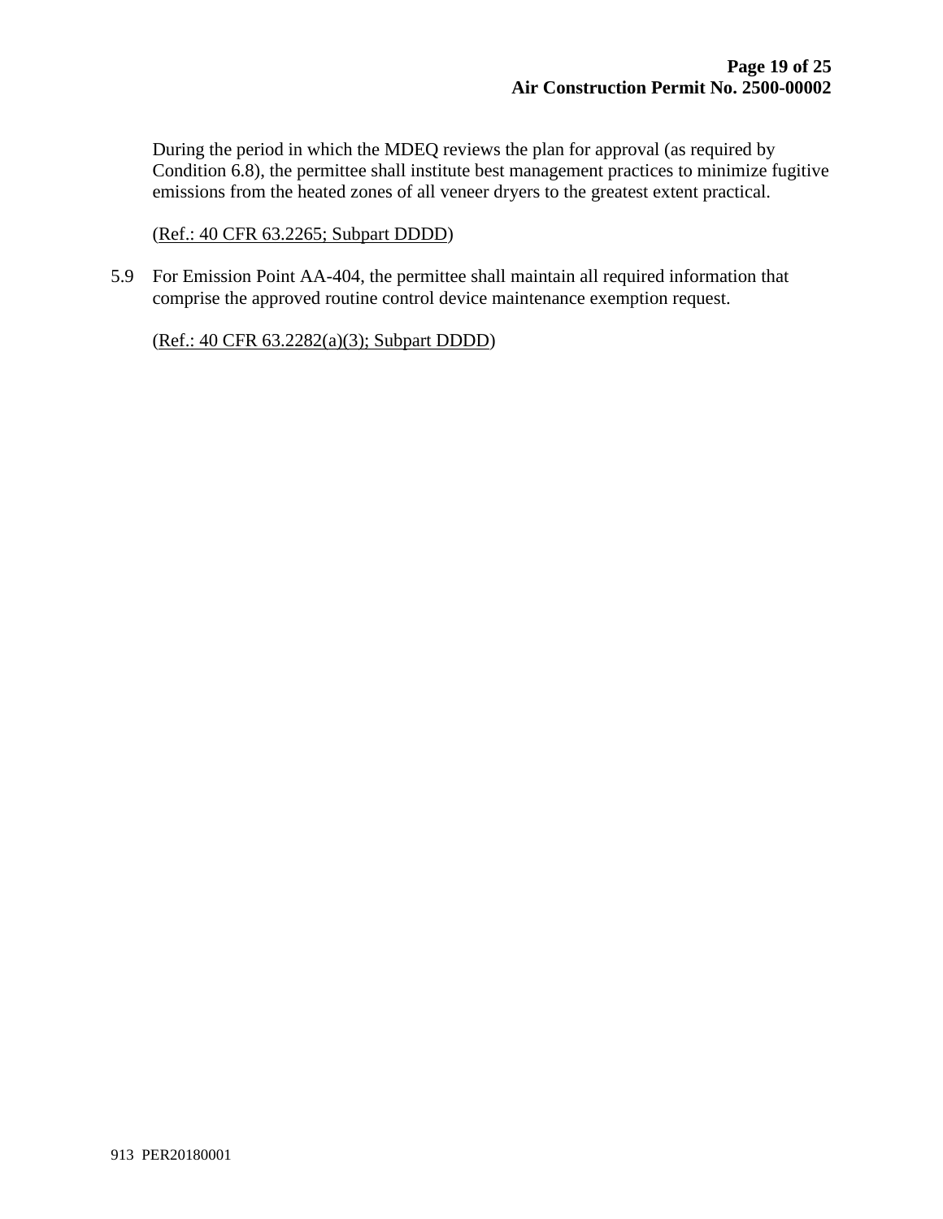During the period in which the MDEQ reviews the plan for approval (as required by Condition 6.8), the permittee shall institute best management practices to minimize fugitive emissions from the heated zones of all veneer dryers to the greatest extent practical.

(Ref.: 40 CFR 63.2265; Subpart DDDD)

5.9 For Emission Point AA-404, the permittee shall maintain all required information that comprise the approved routine control device maintenance exemption request.

(Ref.: 40 CFR 63.2282(a)(3); Subpart DDDD)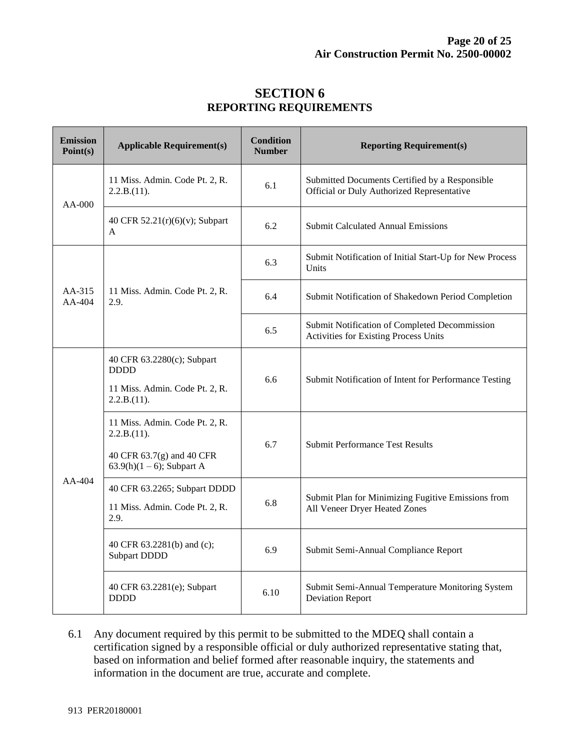# SECTION 6
## REPORTING REQUIREMENTS

| Emission Point(s) | Applicable Requirement(s) | Condition Number | Reporting Requirement(s) |
|---|---|---|---|
| AA-000 | 11 Miss. Admin. Code Pt. 2, R. 2.2.B.(11). | 6.1 | Submitted Documents Certified by a Responsible Official or Duly Authorized Representative |
| | 40 CFR 52.21(r)(6)(v); Subpart A | 6.2 | Submit Calculated Annual Emissions |
| AA-315 AA-404 | 11 Miss. Admin. Code Pt. 2, R. 2.9. | 6.3 | Submit Notification of Initial Start-Up for New Process Units |
| | | 6.4 | Submit Notification of Shakedown Period Completion |
| | | 6.5 | Submit Notification of Completed Decommission Activities for Existing Process Units |
| AA-404 | 40 CFR 63.2280(c); Subpart DDDD<br>11 Miss. Admin. Code Pt. 2, R. 2.2.B.(11). | 6.6 | Submit Notification of Intent for Performance Testing |
| | 11 Miss. Admin. Code Pt. 2, R. 2.2.B.(11).<br>40 CFR 63.7(g) and 40 CFR 63.9(h)(1 – 6); Subpart A | 6.7 | Submit Performance Test Results |
| | 40 CFR 63.2265; Subpart DDDD<br>11 Miss. Admin. Code Pt. 2, R. 2.9. | 6.8 | Submit Plan for Minimizing Fugitive Emissions from All Veneer Dryer Heated Zones |
| | 40 CFR 63.2281(b) and (c); Subpart DDDD | 6.9 | Submit Semi-Annual Compliance Report |
| | 40 CFR 63.2281(e); Subpart DDDD | 6.10 | Submit Semi-Annual Temperature Monitoring System Deviation Report |

6.1 Any document required by this permit to be submitted to the MDEQ shall contain a certification signed by a responsible official or duly authorized representative stating that, based on information and belief formed after reasonable inquiry, the statements and information in the document are true, accurate and complete.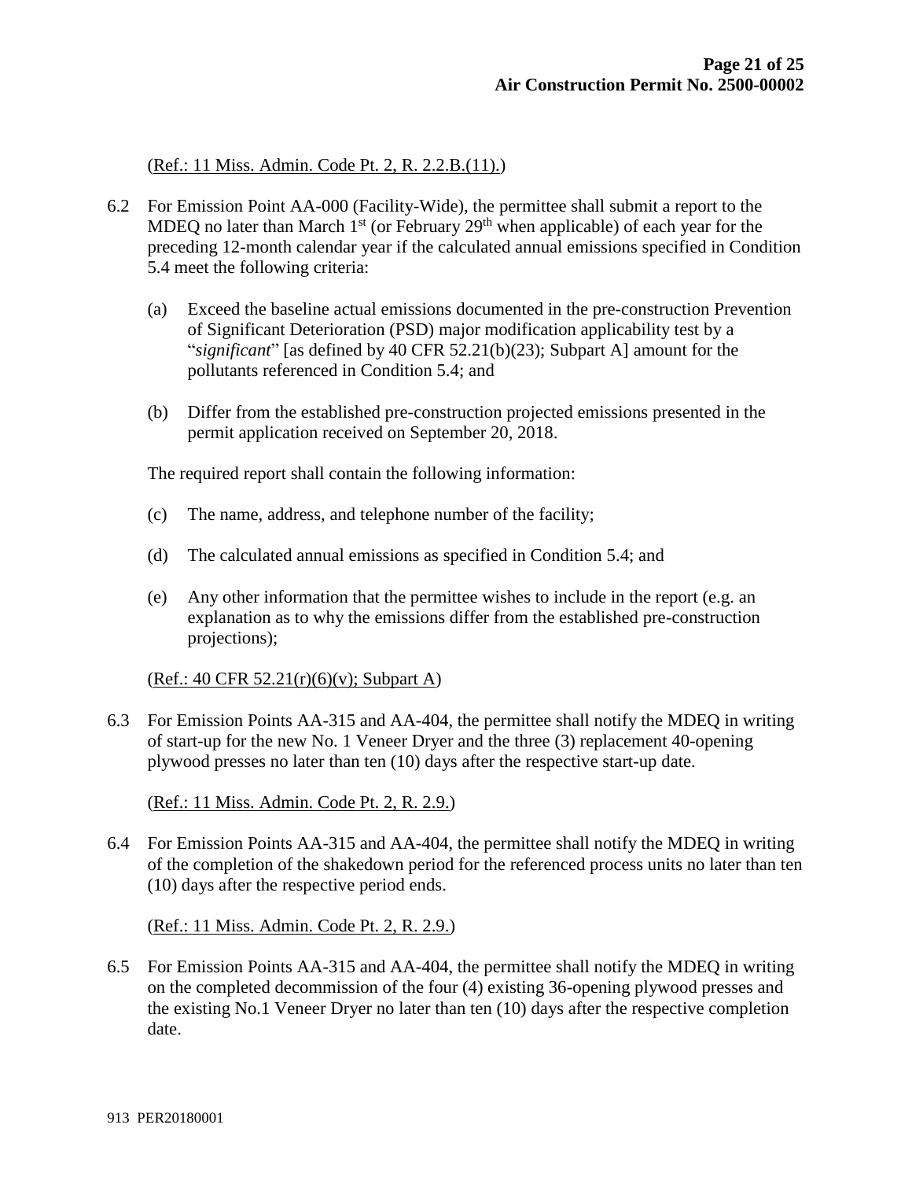(Ref.: 11 Miss. Admin. Code Pt. 2, R. 2.2.B.(11).)

6.2 For Emission Point AA-000 (Facility-Wide), the permittee shall submit a report to the MDEQ no later than March 1st (or February 29th when applicable) of each year for the preceding 12-month calendar year if the calculated annual emissions specified in Condition 5.4 meet the following criteria:

   (a) Exceed the baseline actual emissions documented in the pre-construction Prevention of Significant Deterioration (PSD) major modification applicability test by a "*significant*" [as defined by 40 CFR 52.21(b)(23); Subpart A] amount for the pollutants referenced in Condition 5.4; and

   (b) Differ from the established pre-construction projected emissions presented in the permit application received on September 20, 2018.

   The required report shall contain the following information:

   (c) The name, address, and telephone number of the facility;

   (d) The calculated annual emissions as specified in Condition 5.4; and

   (e) Any other information that the permittee wishes to include in the report (e.g. an explanation as to why the emissions differ from the established pre-construction projections);

   (Ref.: 40 CFR 52.21(r)(6)(v); Subpart A)

6.3 For Emission Points AA-315 and AA-404, the permittee shall notify the MDEQ in writing of start-up for the new No. 1 Veneer Dryer and the three (3) replacement 40-opening plywood presses no later than ten (10) days after the respective start-up date.

   (Ref.: 11 Miss. Admin. Code Pt. 2, R. 2.9.)

6.4 For Emission Points AA-315 and AA-404, the permittee shall notify the MDEQ in writing of the completion of the shakedown period for the referenced process units no later than ten (10) days after the respective period ends.

   (Ref.: 11 Miss. Admin. Code Pt. 2, R. 2.9.)

6.5 For Emission Points AA-315 and AA-404, the permittee shall notify the MDEQ in writing on the completed decommission of the four (4) existing 36-opening plywood presses and the existing No.1 Veneer Dryer no later than ten (10) days after the respective completion date.

913 PER20180001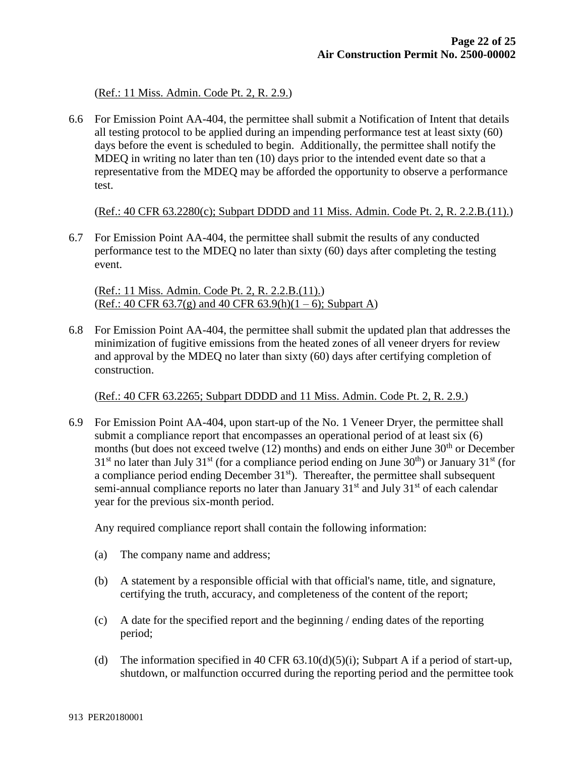(Ref.: 11 Miss. Admin. Code Pt. 2, R. 2.9.)

6.6 For Emission Point AA-404, the permittee shall submit a Notification of Intent that details all testing protocol to be applied during an impending performance test at least sixty (60) days before the event is scheduled to begin. Additionally, the permittee shall notify the MDEQ in writing no later than ten (10) days prior to the intended event date so that a representative from the MDEQ may be afforded the opportunity to observe a performance test.

(Ref.: 40 CFR 63.2280(c); Subpart DDDD and 11 Miss. Admin. Code Pt. 2, R. 2.2.B.(11).)

6.7 For Emission Point AA-404, the permittee shall submit the results of any conducted performance test to the MDEQ no later than sixty (60) days after completing the testing event.

(Ref.: 11 Miss. Admin. Code Pt. 2, R. 2.2.B.(11).)
(Ref.: 40 CFR 63.7(g) and 40 CFR 63.9(h)(1 – 6); Subpart A)

6.8 For Emission Point AA-404, the permittee shall submit the updated plan that addresses the minimization of fugitive emissions from the heated zones of all veneer dryers for review and approval by the MDEQ no later than sixty (60) days after certifying completion of construction.

(Ref.: 40 CFR 63.2265; Subpart DDDD and 11 Miss. Admin. Code Pt. 2, R. 2.9.)

6.9 For Emission Point AA-404, upon start-up of the No. 1 Veneer Dryer, the permittee shall submit a compliance report that encompasses an operational period of at least six (6) months (but does not exceed twelve (12) months) and ends on either June 30th or December 31st no later than July 31st (for a compliance period ending on June 30th) or January 31st (for a compliance period ending December 31st). Thereafter, the permittee shall subsequent semi-annual compliance reports no later than January 31st and July 31st of each calendar year for the previous six-month period.

Any required compliance report shall contain the following information:

(a) The company name and address;

(b) A statement by a responsible official with that official's name, title, and signature, certifying the truth, accuracy, and completeness of the content of the report;

(c) A date for the specified report and the beginning / ending dates of the reporting period;

(d) The information specified in 40 CFR 63.10(d)(5)(i); Subpart A if a period of start-up, shutdown, or malfunction occurred during the reporting period and the permittee took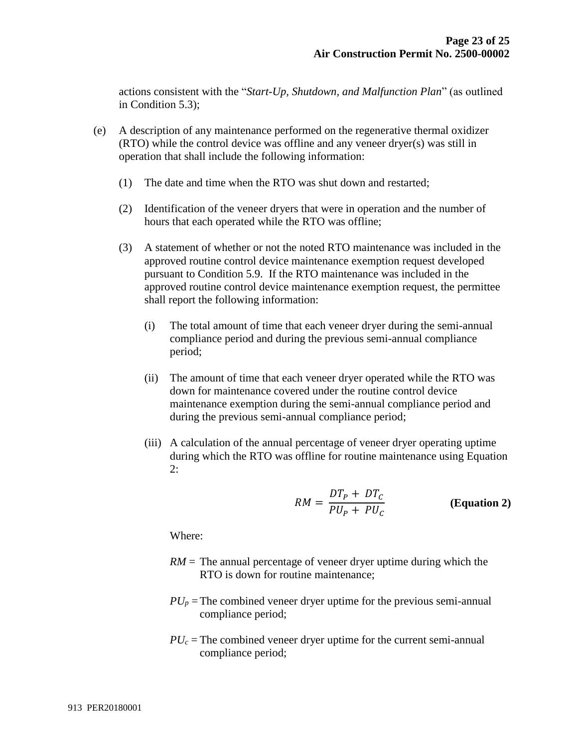actions consistent with the "*Start-Up, Shutdown, and Malfunction Plan*" (as outlined in Condition 5.3);

(e) A description of any maintenance performed on the regenerative thermal oxidizer (RTO) while the control device was offline and any veneer dryer(s) was still in operation that shall include the following information:

(1) The date and time when the RTO was shut down and restarted;

(2) Identification of the veneer dryers that were in operation and the number of hours that each operated while the RTO was offline;

(3) A statement of whether or not the noted RTO maintenance was included in the approved routine control device maintenance exemption request developed pursuant to Condition 5.9. If the RTO maintenance was included in the approved routine control device maintenance exemption request, the permittee shall report the following information:

(i) The total amount of time that each veneer dryer during the semi-annual compliance period and during the previous semi-annual compliance period;

(ii) The amount of time that each veneer dryer operated while the RTO was down for maintenance covered under the routine control device maintenance exemption during the semi-annual compliance period and during the previous semi-annual compliance period;

(iii) A calculation of the annual percentage of veneer dryer operating uptime during which the RTO was offline for routine maintenance using Equation 2:

$$RM = \frac{DT_P + DT_C}{PU_P + PU_C} \qquad \textbf{(Equation 2)}$$

Where:

$RM$ = The annual percentage of veneer dryer uptime during which the RTO is down for routine maintenance;

$PU_p$ = The combined veneer dryer uptime for the previous semi-annual compliance period;

$PU_c$ = The combined veneer dryer uptime for the current semi-annual compliance period;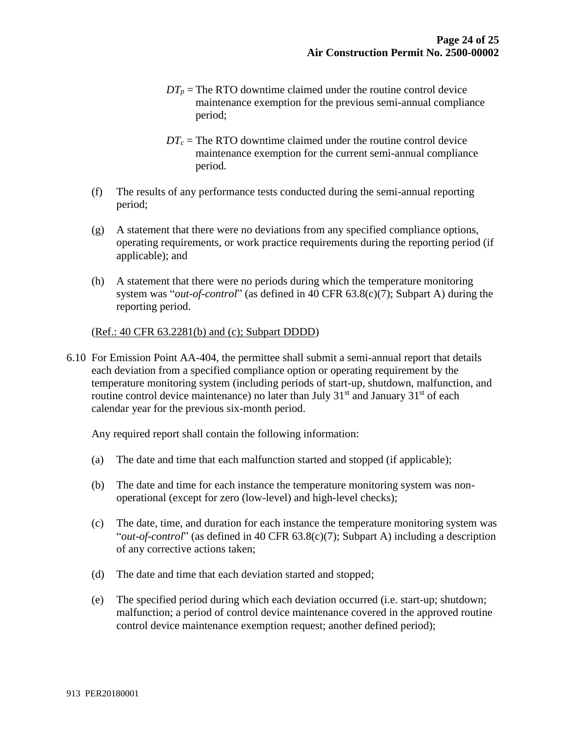$DT_p$ = The RTO downtime claimed under the routine control device maintenance exemption for the previous semi-annual compliance period;

$DT_c$ = The RTO downtime claimed under the routine control device maintenance exemption for the current semi-annual compliance period.

(f) The results of any performance tests conducted during the semi-annual reporting period;

(g) A statement that there were no deviations from any specified compliance options, operating requirements, or work practice requirements during the reporting period (if applicable); and

(h) A statement that there were no periods during which the temperature monitoring system was "*out-of-control*" (as defined in 40 CFR 63.8(c)(7); Subpart A) during the reporting period.

(Ref.: 40 CFR 63.2281(b) and (c); Subpart DDDD)

6.10 For Emission Point AA-404, the permittee shall submit a semi-annual report that details each deviation from a specified compliance option or operating requirement by the temperature monitoring system (including periods of start-up, shutdown, malfunction, and routine control device maintenance) no later than July 31st and January 31st of each calendar year for the previous six-month period.

Any required report shall contain the following information:

(a) The date and time that each malfunction started and stopped (if applicable);

(b) The date and time for each instance the temperature monitoring system was non-operational (except for zero (low-level) and high-level checks);

(c) The date, time, and duration for each instance the temperature monitoring system was "*out-of-control*" (as defined in 40 CFR 63.8(c)(7); Subpart A) including a description of any corrective actions taken;

(d) The date and time that each deviation started and stopped;

(e) The specified period during which each deviation occurred (i.e. start-up; shutdown; malfunction; a period of control device maintenance covered in the approved routine control device maintenance exemption request; another defined period);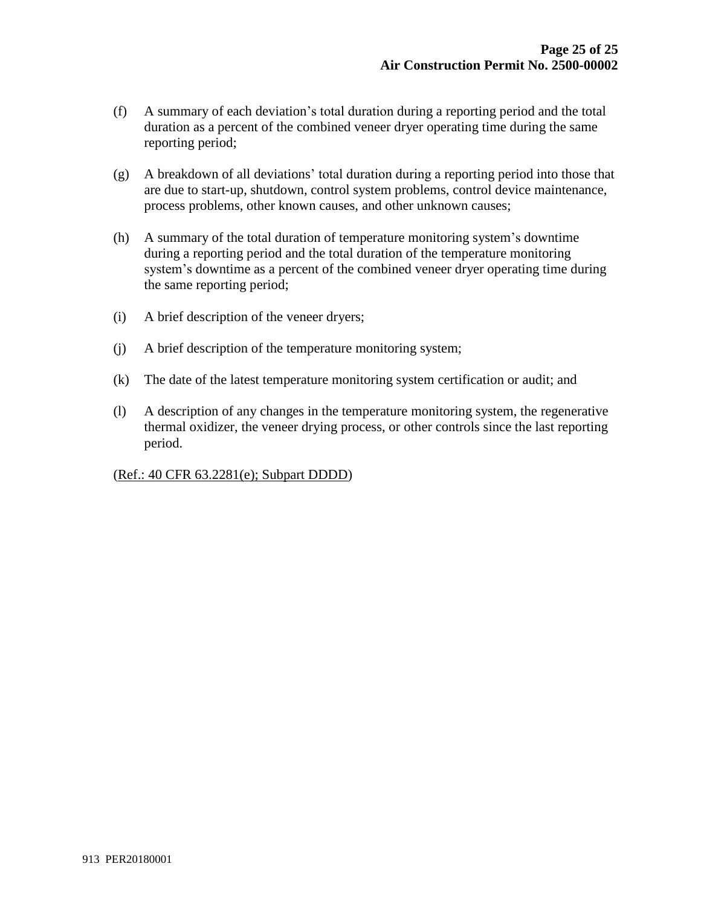(f) A summary of each deviation's total duration during a reporting period and the total duration as a percent of the combined veneer dryer operating time during the same reporting period;

(g) A breakdown of all deviations' total duration during a reporting period into those that are due to start-up, shutdown, control system problems, control device maintenance, process problems, other known causes, and other unknown causes;

(h) A summary of the total duration of temperature monitoring system's downtime during a reporting period and the total duration of the temperature monitoring system's downtime as a percent of the combined veneer dryer operating time during the same reporting period;

(i) A brief description of the veneer dryers;

(j) A brief description of the temperature monitoring system;

(k) The date of the latest temperature monitoring system certification or audit; and

(l) A description of any changes in the temperature monitoring system, the regenerative thermal oxidizer, the veneer drying process, or other controls since the last reporting period.

(Ref.: 40 CFR 63.2281(e); Subpart DDDD)

913 PER20180001